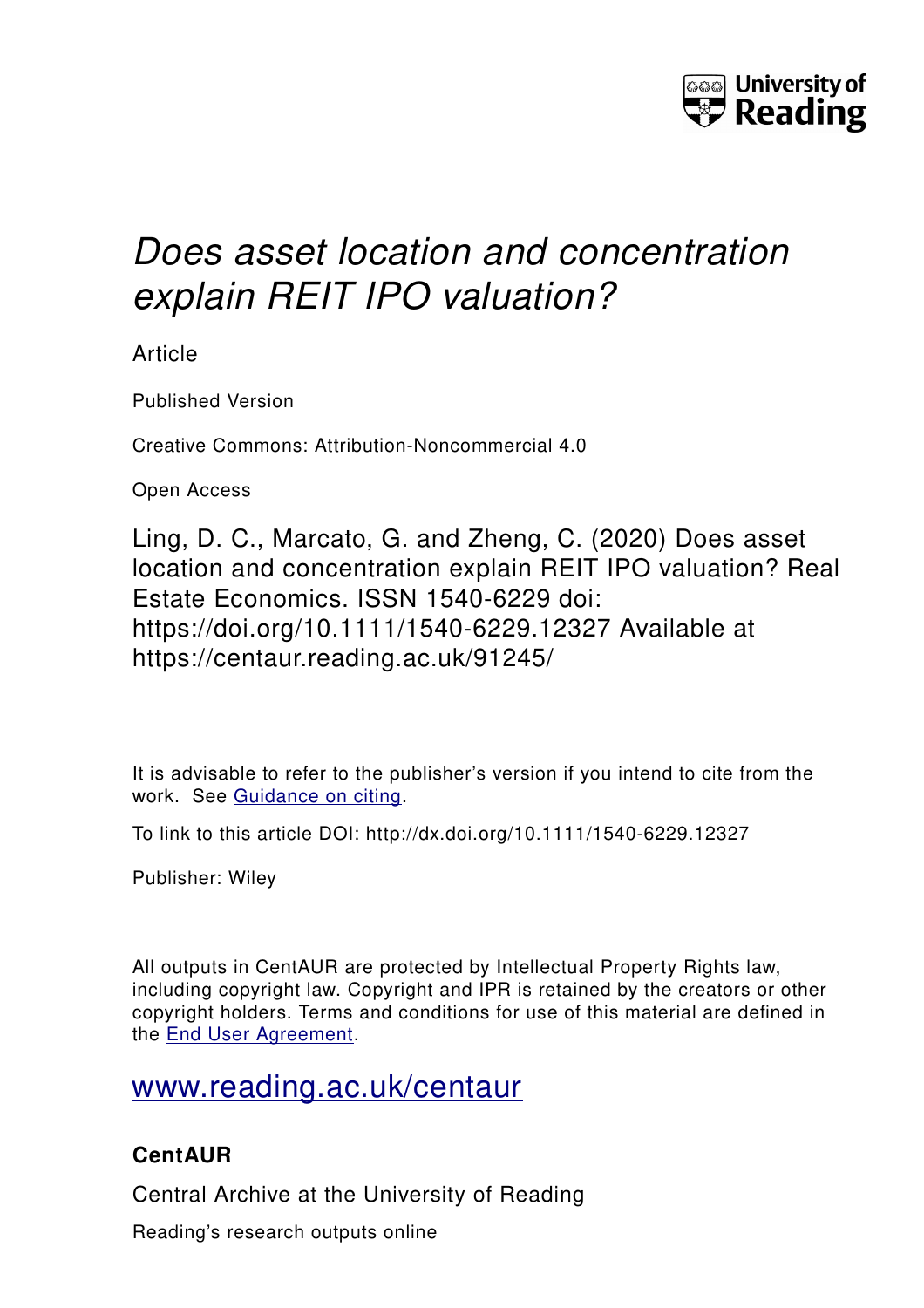# *Does asset location and concentration explain REIT IPO valuation?*

Article

Published Version

Creative Commons: Attribution-Noncommercial 4.0

Open Access

Ling, D. C., Marcato, G. and Zheng, C. (2020) Does asset location and concentration explain REIT IPO valuation? Real Estate Economics. ISSN 1540-6229 doi: https://doi.org/10.1111/1540-6229.12327 Available at https://centaur.reading.ac.uk/91245/

It is advisable to refer to the publisher's version if you intend to cite from the work. See Guidance on citing.

To link to this article DOI: http://dx.doi.org/10.1111/1540-6229.12327

Publisher: Wiley

All outputs in CentAUR are protected by Intellectual Property Rights law, including copyright law. Copyright and IPR is retained by the creators or other copyright holders. Terms and conditions for use of this material are defined in the End User Agreement.

www.reading.ac.uk/centaur

**CentAUR**

Central Archive at the University of Reading

Reading's research outputs online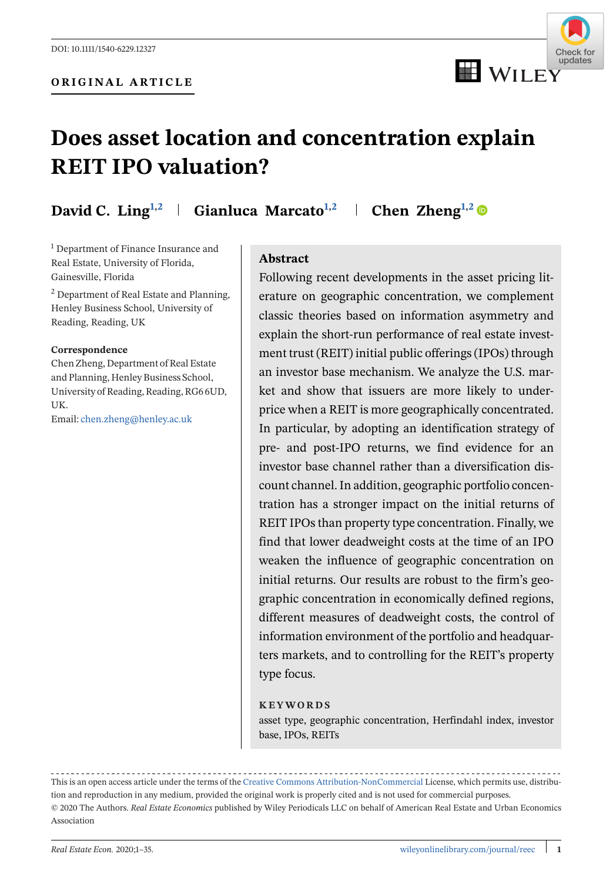DOI: 10.1111/1540-6229.12327

ORIGINAL ARTICLE

# Does asset location and concentration explain REIT IPO valuation?

**David C. Ling**[1,2] | **Gianluca Marcato**[1,2] | **Chen Zheng**[1,2]

[1] Department of Finance Insurance and Real Estate, University of Florida, Gainesville, Florida

[2] Department of Real Estate and Planning, Henley Business School, University of Reading, Reading, UK

**Correspondence**
Chen Zheng, Department of Real Estate and Planning, Henley Business School, University of Reading, Reading, RG6 6UD, UK.
Email: chen.zheng@henley.ac.uk

## Abstract

Following recent developments in the asset pricing literature on geographic concentration, we complement classic theories based on information asymmetry and explain the short-run performance of real estate investment trust (REIT) initial public offerings (IPOs) through an investor base mechanism. We analyze the U.S. market and show that issuers are more likely to underprice when a REIT is more geographically concentrated. In particular, by adopting an identification strategy of pre- and post-IPO returns, we find evidence for an investor base channel rather than a diversification discount channel. In addition, geographic portfolio concentration has a stronger impact on the initial returns of REIT IPOs than property type concentration. Finally, we find that lower deadweight costs at the time of an IPO weaken the influence of geographic concentration on initial returns. Our results are robust to the firm's geographic concentration in economically defined regions, different measures of deadweight costs, the control of information environment of the portfolio and headquarters markets, and to controlling for the REIT's property type focus.

**KEYWORDS**

asset type, geographic concentration, Herfindahl index, investor base, IPOs, REITs

---

This is an open access article under the terms of the Creative Commons Attribution-NonCommercial License, which permits use, distribution and reproduction in any medium, provided the original work is properly cited and is not used for commercial purposes.
© 2020 The Authors. *Real Estate Economics* published by Wiley Periodicals LLC on behalf of American Real Estate and Urban Economics Association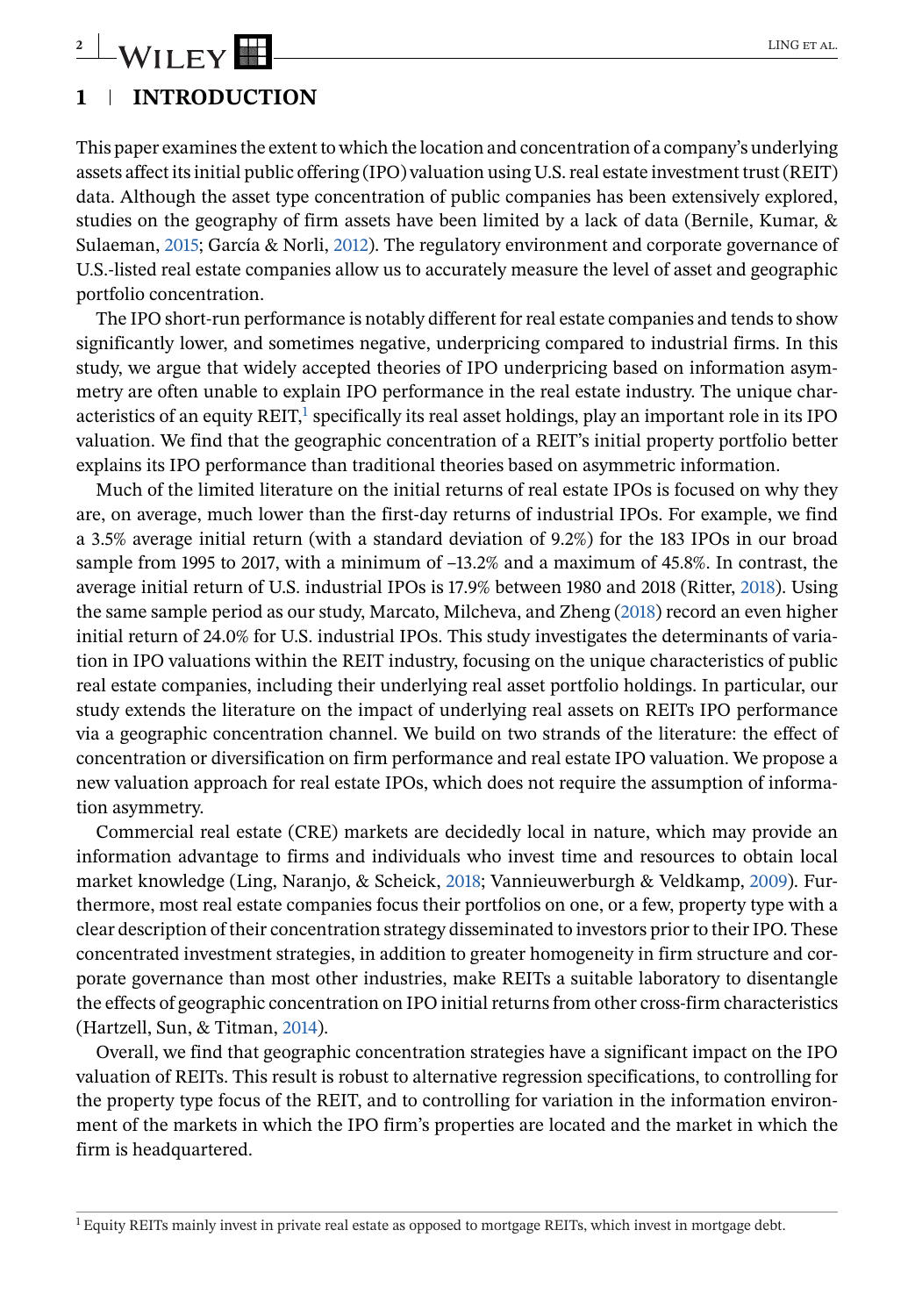## 1 | INTRODUCTION

This paper examines the extent to which the location and concentration of a company's underlying assets affect its initial public offering (IPO) valuation using U.S. real estate investment trust (REIT) data. Although the asset type concentration of public companies has been extensively explored, studies on the geography of firm assets have been limited by a lack of data (Bernile, Kumar, & Sulaeman, 2015; García & Norli, 2012). The regulatory environment and corporate governance of U.S.-listed real estate companies allow us to accurately measure the level of asset and geographic portfolio concentration.

The IPO short-run performance is notably different for real estate companies and tends to show significantly lower, and sometimes negative, underpricing compared to industrial firms. In this study, we argue that widely accepted theories of IPO underpricing based on information asymmetry are often unable to explain IPO performance in the real estate industry. The unique characteristics of an equity REIT,[1] specifically its real asset holdings, play an important role in its IPO valuation. We find that the geographic concentration of a REIT's initial property portfolio better explains its IPO performance than traditional theories based on asymmetric information.

Much of the limited literature on the initial returns of real estate IPOs is focused on why they are, on average, much lower than the first-day returns of industrial IPOs. For example, we find a 3.5% average initial return (with a standard deviation of 9.2%) for the 183 IPOs in our broad sample from 1995 to 2017, with a minimum of –13.2% and a maximum of 45.8%. In contrast, the average initial return of U.S. industrial IPOs is 17.9% between 1980 and 2018 (Ritter, 2018). Using the same sample period as our study, Marcato, Milcheva, and Zheng (2018) record an even higher initial return of 24.0% for U.S. industrial IPOs. This study investigates the determinants of variation in IPO valuations within the REIT industry, focusing on the unique characteristics of public real estate companies, including their underlying real asset portfolio holdings. In particular, our study extends the literature on the impact of underlying real assets on REITs IPO performance via a geographic concentration channel. We build on two strands of the literature: the effect of concentration or diversification on firm performance and real estate IPO valuation. We propose a new valuation approach for real estate IPOs, which does not require the assumption of information asymmetry.

Commercial real estate (CRE) markets are decidedly local in nature, which may provide an information advantage to firms and individuals who invest time and resources to obtain local market knowledge (Ling, Naranjo, & Scheick, 2018; Vannieuwerburgh & Veldkamp, 2009). Furthermore, most real estate companies focus their portfolios on one, or a few, property type with a clear description of their concentration strategy disseminated to investors prior to their IPO. These concentrated investment strategies, in addition to greater homogeneity in firm structure and corporate governance than most other industries, make REITs a suitable laboratory to disentangle the effects of geographic concentration on IPO initial returns from other cross-firm characteristics (Hartzell, Sun, & Titman, 2014).

Overall, we find that geographic concentration strategies have a significant impact on the IPO valuation of REITs. This result is robust to alternative regression specifications, to controlling for the property type focus of the REIT, and to controlling for variation in the information environment of the markets in which the IPO firm's properties are located and the market in which the firm is headquartered.

[1] Equity REITs mainly invest in private real estate as opposed to mortgage REITs, which invest in mortgage debt.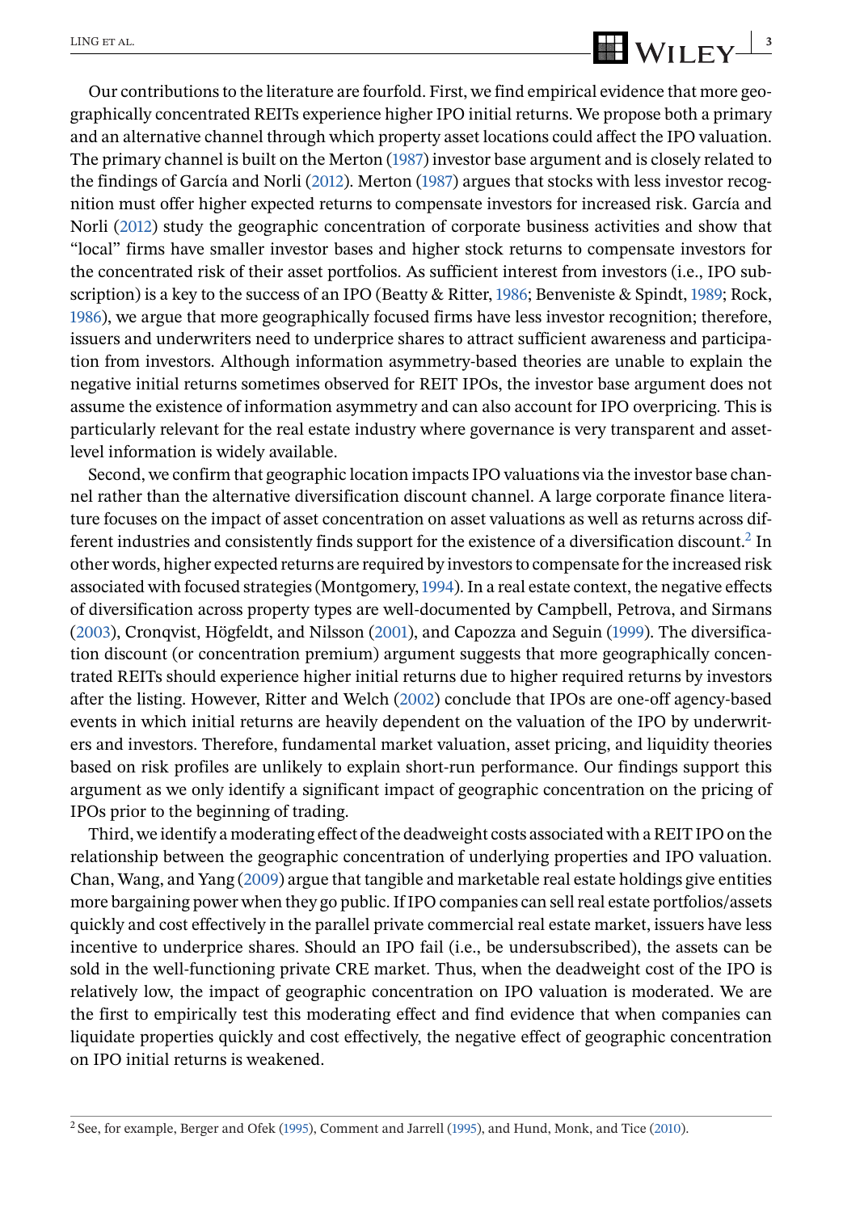Our contributions to the literature are fourfold. First, we find empirical evidence that more geographically concentrated REITs experience higher IPO initial returns. We propose both a primary and an alternative channel through which property asset locations could affect the IPO valuation. The primary channel is built on the Merton (1987) investor base argument and is closely related to the findings of García and Norli (2012). Merton (1987) argues that stocks with less investor recognition must offer higher expected returns to compensate investors for increased risk. García and Norli (2012) study the geographic concentration of corporate business activities and show that "local" firms have smaller investor bases and higher stock returns to compensate investors for the concentrated risk of their asset portfolios. As sufficient interest from investors (i.e., IPO subscription) is a key to the success of an IPO (Beatty & Ritter, 1986; Benveniste & Spindt, 1989; Rock, 1986), we argue that more geographically focused firms have less investor recognition; therefore, issuers and underwriters need to underprice shares to attract sufficient awareness and participation from investors. Although information asymmetry-based theories are unable to explain the negative initial returns sometimes observed for REIT IPOs, the investor base argument does not assume the existence of information asymmetry and can also account for IPO overpricing. This is particularly relevant for the real estate industry where governance is very transparent and asset-level information is widely available.

Second, we confirm that geographic location impacts IPO valuations via the investor base channel rather than the alternative diversification discount channel. A large corporate finance literature focuses on the impact of asset concentration on asset valuations as well as returns across different industries and consistently finds support for the existence of a diversification discount.[2] In other words, higher expected returns are required by investors to compensate for the increased risk associated with focused strategies (Montgomery, 1994). In a real estate context, the negative effects of diversification across property types are well-documented by Campbell, Petrova, and Sirmans (2003), Cronqvist, Högfeldt, and Nilsson (2001), and Capozza and Seguin (1999). The diversification discount (or concentration premium) argument suggests that more geographically concentrated REITs should experience higher initial returns due to higher required returns by investors after the listing. However, Ritter and Welch (2002) conclude that IPOs are one-off agency-based events in which initial returns are heavily dependent on the valuation of the IPO by underwriters and investors. Therefore, fundamental market valuation, asset pricing, and liquidity theories based on risk profiles are unlikely to explain short-run performance. Our findings support this argument as we only identify a significant impact of geographic concentration on the pricing of IPOs prior to the beginning of trading.

Third, we identify a moderating effect of the deadweight costs associated with a REIT IPO on the relationship between the geographic concentration of underlying properties and IPO valuation. Chan, Wang, and Yang (2009) argue that tangible and marketable real estate holdings give entities more bargaining power when they go public. If IPO companies can sell real estate portfolios/assets quickly and cost effectively in the parallel private commercial real estate market, issuers have less incentive to underprice shares. Should an IPO fail (i.e., be undersubscribed), the assets can be sold in the well-functioning private CRE market. Thus, when the deadweight cost of the IPO is relatively low, the impact of geographic concentration on IPO valuation is moderated. We are the first to empirically test this moderating effect and find evidence that when companies can liquidate properties quickly and cost effectively, the negative effect of geographic concentration on IPO initial returns is weakened.

[2] See, for example, Berger and Ofek (1995), Comment and Jarrell (1995), and Hund, Monk, and Tice (2010).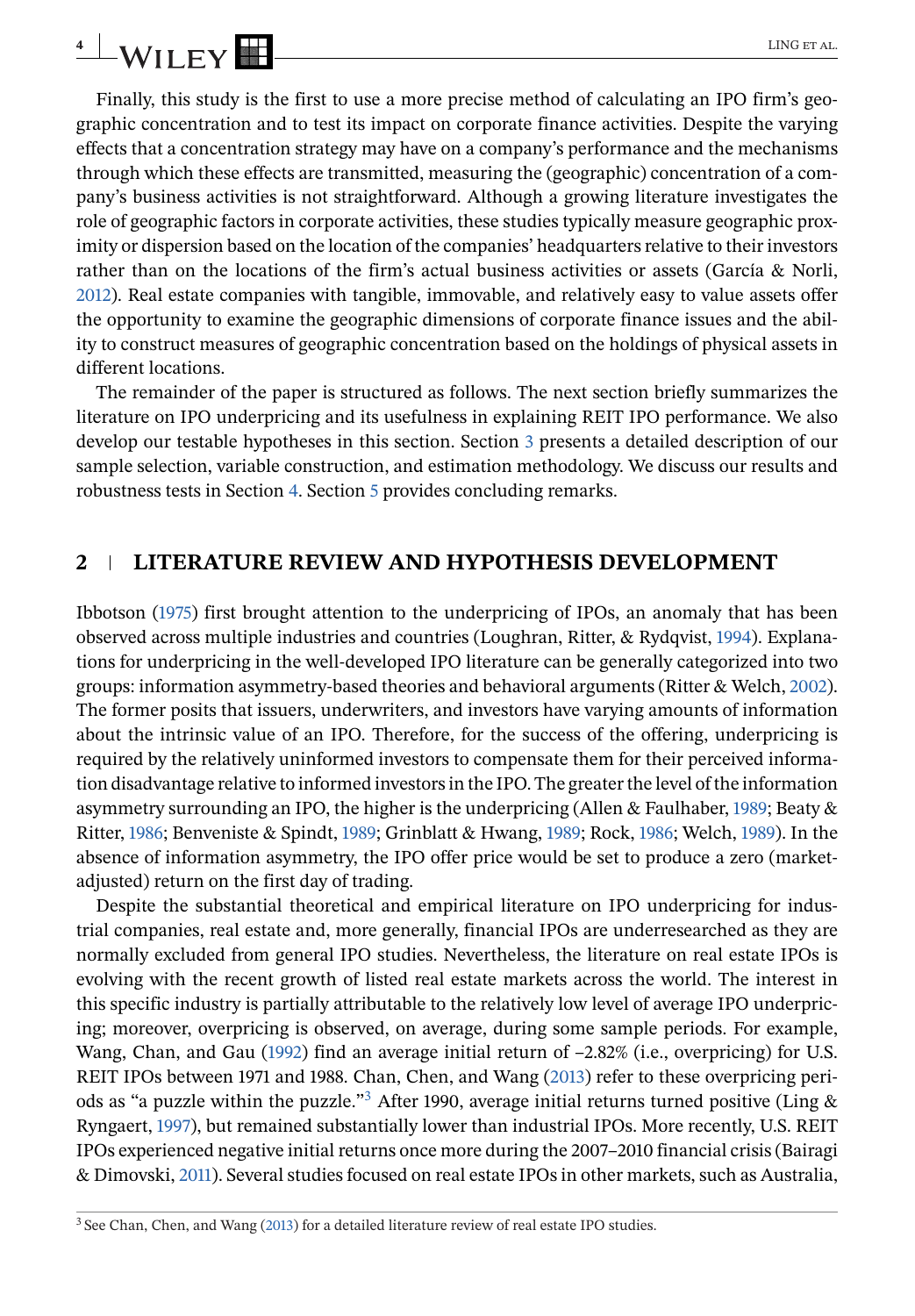Finally, this study is the first to use a more precise method of calculating an IPO firm's geographic concentration and to test its impact on corporate finance activities. Despite the varying effects that a concentration strategy may have on a company's performance and the mechanisms through which these effects are transmitted, measuring the (geographic) concentration of a company's business activities is not straightforward. Although a growing literature investigates the role of geographic factors in corporate activities, these studies typically measure geographic proximity or dispersion based on the location of the companies' headquarters relative to their investors rather than on the locations of the firm's actual business activities or assets (García & Norli, 2012). Real estate companies with tangible, immovable, and relatively easy to value assets offer the opportunity to examine the geographic dimensions of corporate finance issues and the ability to construct measures of geographic concentration based on the holdings of physical assets in different locations.

The remainder of the paper is structured as follows. The next section briefly summarizes the literature on IPO underpricing and its usefulness in explaining REIT IPO performance. We also develop our testable hypotheses in this section. Section 3 presents a detailed description of our sample selection, variable construction, and estimation methodology. We discuss our results and robustness tests in Section 4. Section 5 provides concluding remarks.

## 2 | LITERATURE REVIEW AND HYPOTHESIS DEVELOPMENT

Ibbotson (1975) first brought attention to the underpricing of IPOs, an anomaly that has been observed across multiple industries and countries (Loughran, Ritter, & Rydqvist, 1994). Explanations for underpricing in the well-developed IPO literature can be generally categorized into two groups: information asymmetry-based theories and behavioral arguments (Ritter & Welch, 2002). The former posits that issuers, underwriters, and investors have varying amounts of information about the intrinsic value of an IPO. Therefore, for the success of the offering, underpricing is required by the relatively uninformed investors to compensate them for their perceived information disadvantage relative to informed investors in the IPO. The greater the level of the information asymmetry surrounding an IPO, the higher is the underpricing (Allen & Faulhaber, 1989; Beaty & Ritter, 1986; Benveniste & Spindt, 1989; Grinblatt & Hwang, 1989; Rock, 1986; Welch, 1989). In the absence of information asymmetry, the IPO offer price would be set to produce a zero (market-adjusted) return on the first day of trading.

Despite the substantial theoretical and empirical literature on IPO underpricing for industrial companies, real estate and, more generally, financial IPOs are underresearched as they are normally excluded from general IPO studies. Nevertheless, the literature on real estate IPOs is evolving with the recent growth of listed real estate markets across the world. The interest in this specific industry is partially attributable to the relatively low level of average IPO underpricing; moreover, overpricing is observed, on average, during some sample periods. For example, Wang, Chan, and Gau (1992) find an average initial return of –2.82% (i.e., overpricing) for U.S. REIT IPOs between 1971 and 1988. Chan, Chen, and Wang (2013) refer to these overpricing periods as "a puzzle within the puzzle."[3] After 1990, average initial returns turned positive (Ling & Ryngaert, 1997), but remained substantially lower than industrial IPOs. More recently, U.S. REIT IPOs experienced negative initial returns once more during the 2007–2010 financial crisis (Bairagi & Dimovski, 2011). Several studies focused on real estate IPOs in other markets, such as Australia,

[3] See Chan, Chen, and Wang (2013) for a detailed literature review of real estate IPO studies.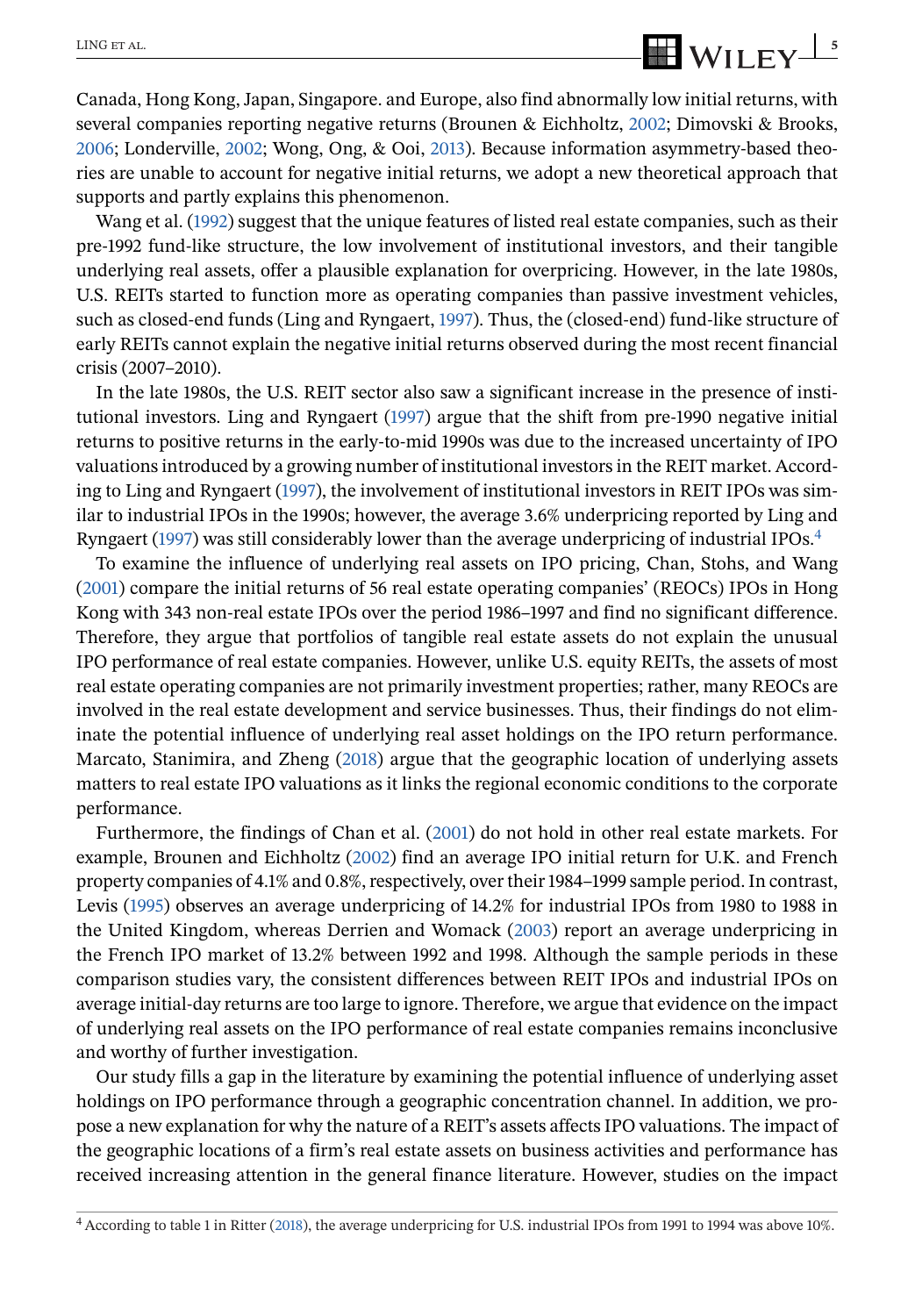Canada, Hong Kong, Japan, Singapore. and Europe, also find abnormally low initial returns, with several companies reporting negative returns (Brounen & Eichholtz, 2002; Dimovski & Brooks, 2006; Londerville, 2002; Wong, Ong, & Ooi, 2013). Because information asymmetry-based theories are unable to account for negative initial returns, we adopt a new theoretical approach that supports and partly explains this phenomenon.

Wang et al. (1992) suggest that the unique features of listed real estate companies, such as their pre-1992 fund-like structure, the low involvement of institutional investors, and their tangible underlying real assets, offer a plausible explanation for overpricing. However, in the late 1980s, U.S. REITs started to function more as operating companies than passive investment vehicles, such as closed-end funds (Ling and Ryngaert, 1997). Thus, the (closed-end) fund-like structure of early REITs cannot explain the negative initial returns observed during the most recent financial crisis (2007–2010).

In the late 1980s, the U.S. REIT sector also saw a significant increase in the presence of institutional investors. Ling and Ryngaert (1997) argue that the shift from pre-1990 negative initial returns to positive returns in the early-to-mid 1990s was due to the increased uncertainty of IPO valuations introduced by a growing number of institutional investors in the REIT market. According to Ling and Ryngaert (1997), the involvement of institutional investors in REIT IPOs was similar to industrial IPOs in the 1990s; however, the average 3.6% underpricing reported by Ling and Ryngaert (1997) was still considerably lower than the average underpricing of industrial IPOs.[4]

To examine the influence of underlying real assets on IPO pricing, Chan, Stohs, and Wang (2001) compare the initial returns of 56 real estate operating companies' (REOCs) IPOs in Hong Kong with 343 non-real estate IPOs over the period 1986–1997 and find no significant difference. Therefore, they argue that portfolios of tangible real estate assets do not explain the unusual IPO performance of real estate companies. However, unlike U.S. equity REITs, the assets of most real estate operating companies are not primarily investment properties; rather, many REOCs are involved in the real estate development and service businesses. Thus, their findings do not eliminate the potential influence of underlying real asset holdings on the IPO return performance. Marcato, Stanimira, and Zheng (2018) argue that the geographic location of underlying assets matters to real estate IPO valuations as it links the regional economic conditions to the corporate performance.

Furthermore, the findings of Chan et al. (2001) do not hold in other real estate markets. For example, Brounen and Eichholtz (2002) find an average IPO initial return for U.K. and French property companies of 4.1% and 0.8%, respectively, over their 1984–1999 sample period. In contrast, Levis (1995) observes an average underpricing of 14.2% for industrial IPOs from 1980 to 1988 in the United Kingdom, whereas Derrien and Womack (2003) report an average underpricing in the French IPO market of 13.2% between 1992 and 1998. Although the sample periods in these comparison studies vary, the consistent differences between REIT IPOs and industrial IPOs on average initial-day returns are too large to ignore. Therefore, we argue that evidence on the impact of underlying real assets on the IPO performance of real estate companies remains inconclusive and worthy of further investigation.

Our study fills a gap in the literature by examining the potential influence of underlying asset holdings on IPO performance through a geographic concentration channel. In addition, we propose a new explanation for why the nature of a REIT's assets affects IPO valuations. The impact of the geographic locations of a firm's real estate assets on business activities and performance has received increasing attention in the general finance literature. However, studies on the impact

[4] According to table 1 in Ritter (2018), the average underpricing for U.S. industrial IPOs from 1991 to 1994 was above 10%.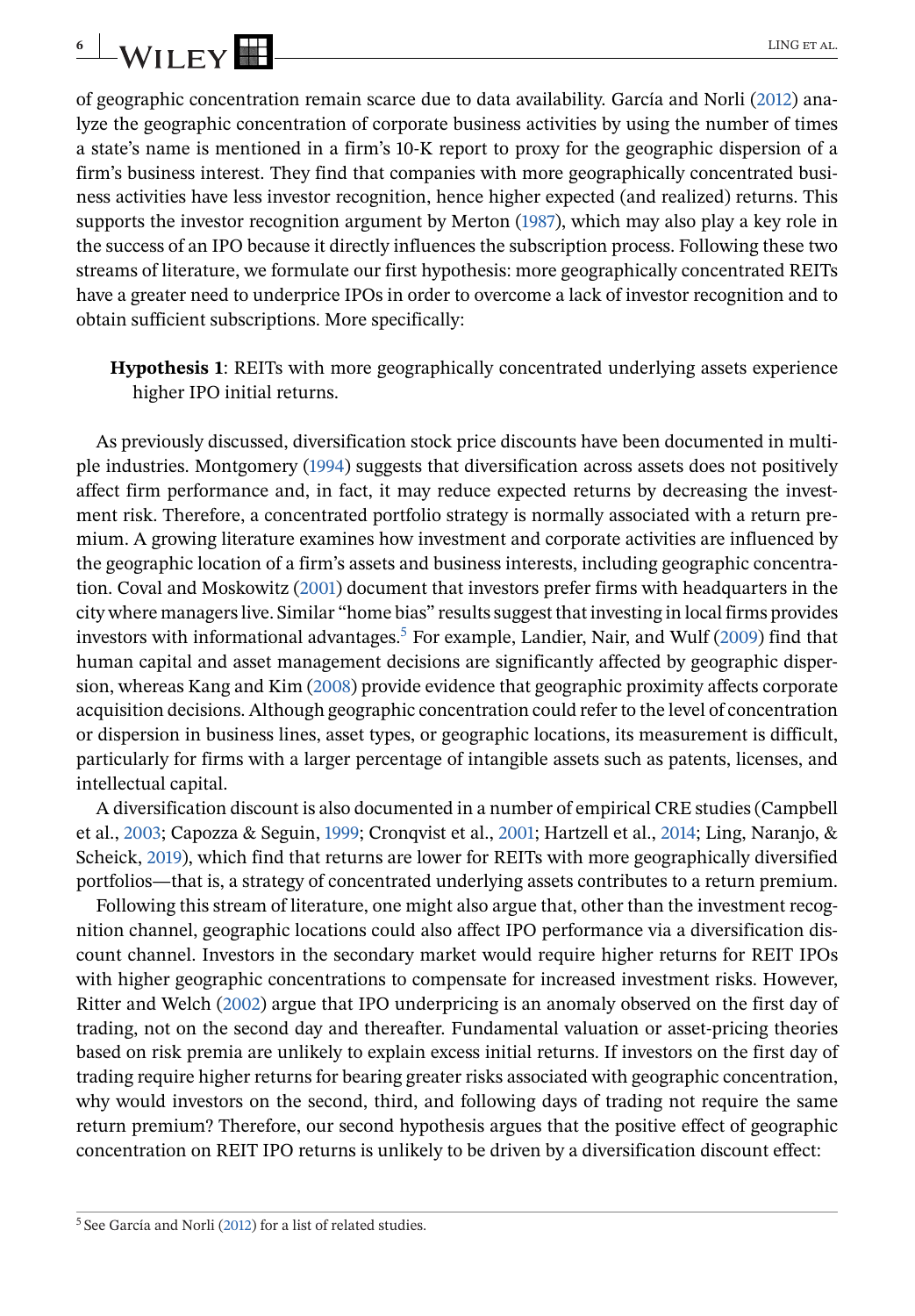of geographic concentration remain scarce due to data availability. García and Norli (2012) analyze the geographic concentration of corporate business activities by using the number of times a state's name is mentioned in a firm's 10-K report to proxy for the geographic dispersion of a firm's business interest. They find that companies with more geographically concentrated business activities have less investor recognition, hence higher expected (and realized) returns. This supports the investor recognition argument by Merton (1987), which may also play a key role in the success of an IPO because it directly influences the subscription process. Following these two streams of literature, we formulate our first hypothesis: more geographically concentrated REITs have a greater need to underprice IPOs in order to overcome a lack of investor recognition and to obtain sufficient subscriptions. More specifically:

> **Hypothesis 1**: REITs with more geographically concentrated underlying assets experience higher IPO initial returns.

As previously discussed, diversification stock price discounts have been documented in multiple industries. Montgomery (1994) suggests that diversification across assets does not positively affect firm performance and, in fact, it may reduce expected returns by decreasing the investment risk. Therefore, a concentrated portfolio strategy is normally associated with a return premium. A growing literature examines how investment and corporate activities are influenced by the geographic location of a firm's assets and business interests, including geographic concentration. Coval and Moskowitz (2001) document that investors prefer firms with headquarters in the city where managers live. Similar "home bias" results suggest that investing in local firms provides investors with informational advantages.[5] For example, Landier, Nair, and Wulf (2009) find that human capital and asset management decisions are significantly affected by geographic dispersion, whereas Kang and Kim (2008) provide evidence that geographic proximity affects corporate acquisition decisions. Although geographic concentration could refer to the level of concentration or dispersion in business lines, asset types, or geographic locations, its measurement is difficult, particularly for firms with a larger percentage of intangible assets such as patents, licenses, and intellectual capital.

A diversification discount is also documented in a number of empirical CRE studies (Campbell et al., 2003; Capozza & Seguin, 1999; Cronqvist et al., 2001; Hartzell et al., 2014; Ling, Naranjo, & Scheick, 2019), which find that returns are lower for REITs with more geographically diversified portfolios—that is, a strategy of concentrated underlying assets contributes to a return premium.

Following this stream of literature, one might also argue that, other than the investment recognition channel, geographic locations could also affect IPO performance via a diversification discount channel. Investors in the secondary market would require higher returns for REIT IPOs with higher geographic concentrations to compensate for increased investment risks. However, Ritter and Welch (2002) argue that IPO underpricing is an anomaly observed on the first day of trading, not on the second day and thereafter. Fundamental valuation or asset-pricing theories based on risk premia are unlikely to explain excess initial returns. If investors on the first day of trading require higher returns for bearing greater risks associated with geographic concentration, why would investors on the second, third, and following days of trading not require the same return premium? Therefore, our second hypothesis argues that the positive effect of geographic concentration on REIT IPO returns is unlikely to be driven by a diversification discount effect:

---

[5] See García and Norli (2012) for a list of related studies.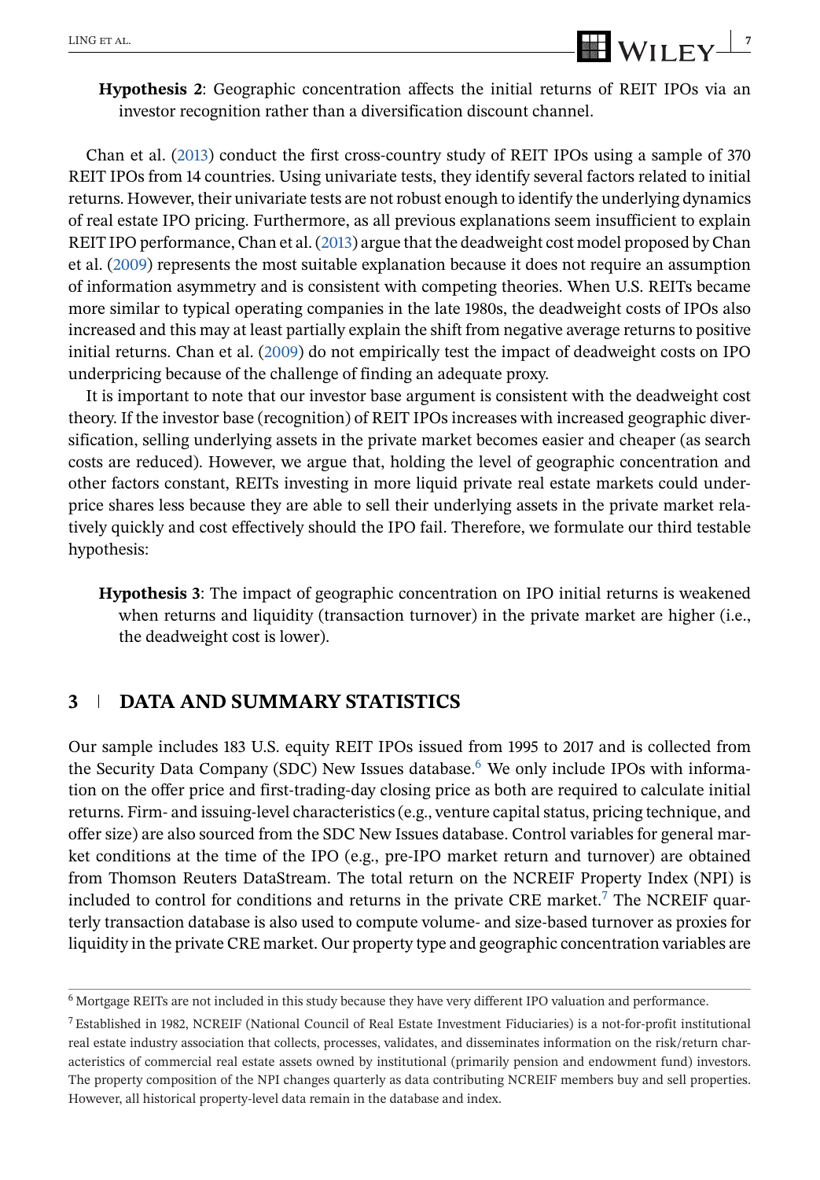**Hypothesis 2**: Geographic concentration affects the initial returns of REIT IPOs via an investor recognition rather than a diversification discount channel.

Chan et al. (2013) conduct the first cross-country study of REIT IPOs using a sample of 370 REIT IPOs from 14 countries. Using univariate tests, they identify several factors related to initial returns. However, their univariate tests are not robust enough to identify the underlying dynamics of real estate IPO pricing. Furthermore, as all previous explanations seem insufficient to explain REIT IPO performance, Chan et al. (2013) argue that the deadweight cost model proposed by Chan et al. (2009) represents the most suitable explanation because it does not require an assumption of information asymmetry and is consistent with competing theories. When U.S. REITs became more similar to typical operating companies in the late 1980s, the deadweight costs of IPOs also increased and this may at least partially explain the shift from negative average returns to positive initial returns. Chan et al. (2009) do not empirically test the impact of deadweight costs on IPO underpricing because of the challenge of finding an adequate proxy.

It is important to note that our investor base argument is consistent with the deadweight cost theory. If the investor base (recognition) of REIT IPOs increases with increased geographic diversification, selling underlying assets in the private market becomes easier and cheaper (as search costs are reduced). However, we argue that, holding the level of geographic concentration and other factors constant, REITs investing in more liquid private real estate markets could underprice shares less because they are able to sell their underlying assets in the private market relatively quickly and cost effectively should the IPO fail. Therefore, we formulate our third testable hypothesis:

**Hypothesis 3**: The impact of geographic concentration on IPO initial returns is weakened when returns and liquidity (transaction turnover) in the private market are higher (i.e., the deadweight cost is lower).

## 3 | DATA AND SUMMARY STATISTICS

Our sample includes 183 U.S. equity REIT IPOs issued from 1995 to 2017 and is collected from the Security Data Company (SDC) New Issues database.[6] We only include IPOs with information on the offer price and first-trading-day closing price as both are required to calculate initial returns. Firm- and issuing-level characteristics (e.g., venture capital status, pricing technique, and offer size) are also sourced from the SDC New Issues database. Control variables for general market conditions at the time of the IPO (e.g., pre-IPO market return and turnover) are obtained from Thomson Reuters DataStream. The total return on the NCREIF Property Index (NPI) is included to control for conditions and returns in the private CRE market.[7] The NCREIF quarterly transaction database is also used to compute volume- and size-based turnover as proxies for liquidity in the private CRE market. Our property type and geographic concentration variables are

[6] Mortgage REITs are not included in this study because they have very different IPO valuation and performance.

[7] Established in 1982, NCREIF (National Council of Real Estate Investment Fiduciaries) is a not-for-profit institutional real estate industry association that collects, processes, validates, and disseminates information on the risk/return characteristics of commercial real estate assets owned by institutional (primarily pension and endowment fund) investors. The property composition of the NPI changes quarterly as data contributing NCREIF members buy and sell properties. However, all historical property-level data remain in the database and index.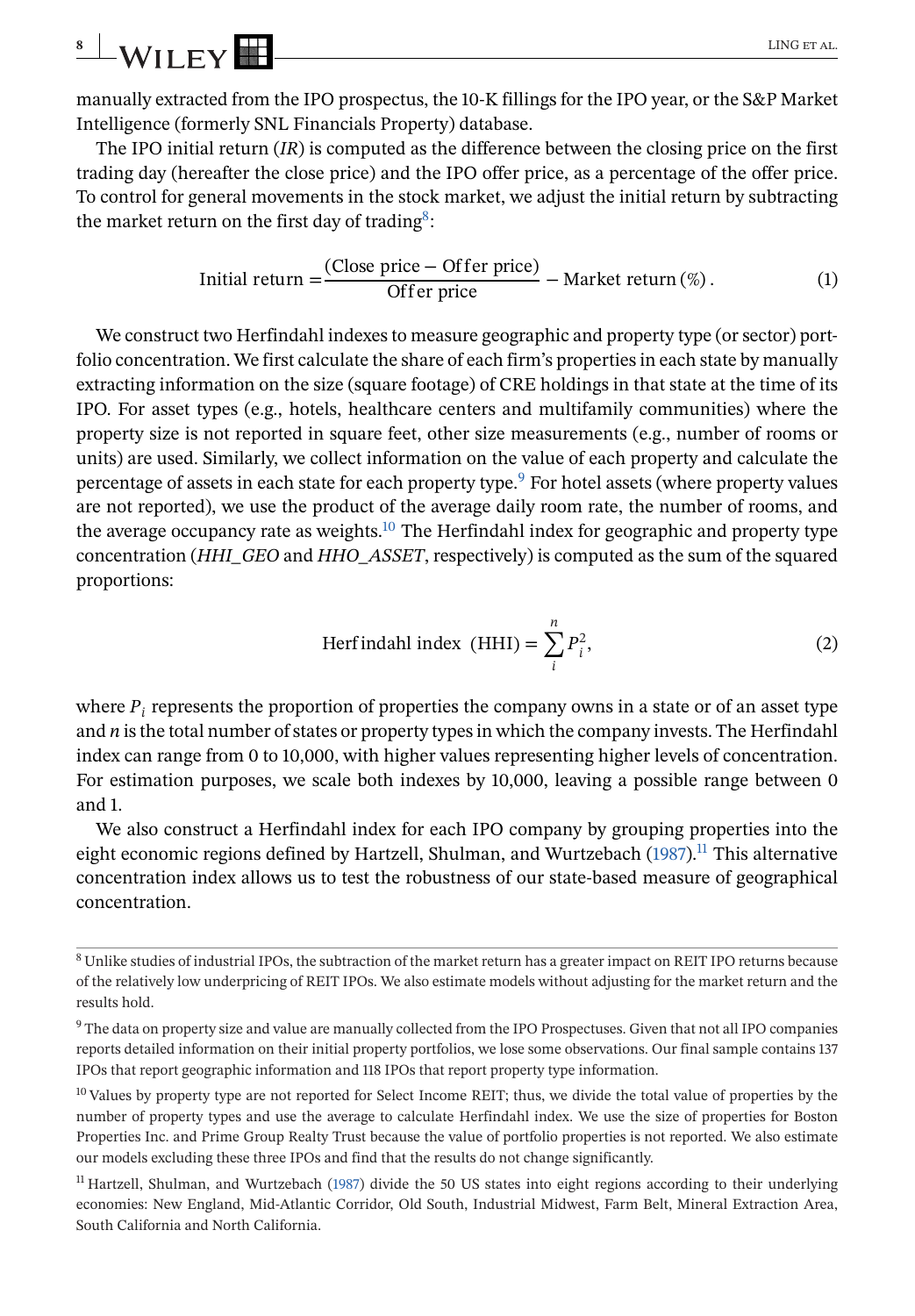manually extracted from the IPO prospectus, the 10-K fillings for the IPO year, or the S&P Market Intelligence (formerly SNL Financials Property) database.

The IPO initial return (*IR*) is computed as the difference between the closing price on the first trading day (hereafter the close price) and the IPO offer price, as a percentage of the offer price. To control for general movements in the stock market, we adjust the initial return by subtracting the market return on the first day of trading[8]:

$$\text{Initial return} = \frac{(\text{Close price} - \text{Offer price})}{\text{Offer price}} - \text{Market return}\,(\%)\,. \tag{1}$$

We construct two Herfindahl indexes to measure geographic and property type (or sector) portfolio concentration. We first calculate the share of each firm's properties in each state by manually extracting information on the size (square footage) of CRE holdings in that state at the time of its IPO. For asset types (e.g., hotels, healthcare centers and multifamily communities) where the property size is not reported in square feet, other size measurements (e.g., number of rooms or units) are used. Similarly, we collect information on the value of each property and calculate the percentage of assets in each state for each property type.[9] For hotel assets (where property values are not reported), we use the product of the average daily room rate, the number of rooms, and the average occupancy rate as weights.[10] The Herfindahl index for geographic and property type concentration (*HHI_GEO* and *HHO_ASSET*, respectively) is computed as the sum of the squared proportions:

$$\text{Herfindahl index (HHI)} = \sum_{i}^{n} P_i^2, \tag{2}$$

where $P_i$ represents the proportion of properties the company owns in a state or of an asset type and $n$ is the total number of states or property types in which the company invests. The Herfindahl index can range from 0 to 10,000, with higher values representing higher levels of concentration. For estimation purposes, we scale both indexes by 10,000, leaving a possible range between 0 and 1.

We also construct a Herfindahl index for each IPO company by grouping properties into the eight economic regions defined by Hartzell, Shulman, and Wurtzebach (1987).[11] This alternative concentration index allows us to test the robustness of our state-based measure of geographical concentration.

---

[8] Unlike studies of industrial IPOs, the subtraction of the market return has a greater impact on REIT IPO returns because of the relatively low underpricing of REIT IPOs. We also estimate models without adjusting for the market return and the results hold.

[9] The data on property size and value are manually collected from the IPO Prospectuses. Given that not all IPO companies reports detailed information on their initial property portfolios, we lose some observations. Our final sample contains 137 IPOs that report geographic information and 118 IPOs that report property type information.

[10] Values by property type are not reported for Select Income REIT; thus, we divide the total value of properties by the number of property types and use the average to calculate Herfindahl index. We use the size of properties for Boston Properties Inc. and Prime Group Realty Trust because the value of portfolio properties is not reported. We also estimate our models excluding these three IPOs and find that the results do not change significantly.

[11] Hartzell, Shulman, and Wurtzebach (1987) divide the 50 US states into eight regions according to their underlying economies: New England, Mid-Atlantic Corridor, Old South, Industrial Midwest, Farm Belt, Mineral Extraction Area, South California and North California.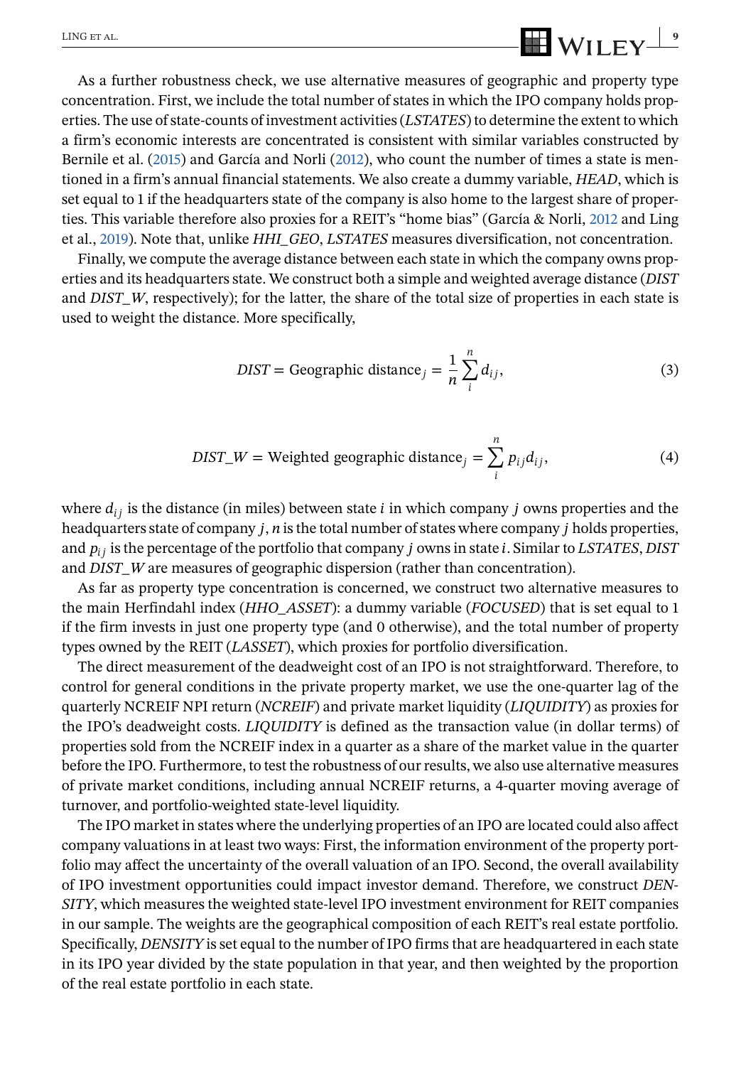As a further robustness check, we use alternative measures of geographic and property type concentration. First, we include the total number of states in which the IPO company holds properties. The use of state-counts of investment activities (*LSTATES*) to determine the extent to which a firm's economic interests are concentrated is consistent with similar variables constructed by Bernile et al. (2015) and García and Norli (2012), who count the number of times a state is mentioned in a firm's annual financial statements. We also create a dummy variable, *HEAD*, which is set equal to 1 if the headquarters state of the company is also home to the largest share of properties. This variable therefore also proxies for a REIT's "home bias" (García & Norli, 2012 and Ling et al., 2019). Note that, unlike *HHI_GEO*, *LSTATES* measures diversification, not concentration.

Finally, we compute the average distance between each state in which the company owns properties and its headquarters state. We construct both a simple and weighted average distance (*DIST* and *DIST_W*, respectively); for the latter, the share of the total size of properties in each state is used to weight the distance. More specifically,

$$DIST = \text{Geographic distance}_j = \frac{1}{n}\sum_{i}^{n} d_{ij}, \tag{3}$$

$$DIST\_W = \text{Weighted geographic distance}_j = \sum_{i}^{n} p_{ij} d_{ij}, \tag{4}$$

where $d_{ij}$ is the distance (in miles) between state $i$ in which company $j$ owns properties and the headquarters state of company $j$, $n$ is the total number of states where company $j$ holds properties, and $p_{ij}$ is the percentage of the portfolio that company $j$ owns in state $i$. Similar to *LSTATES*, *DIST* and *DIST_W* are measures of geographic dispersion (rather than concentration).

As far as property type concentration is concerned, we construct two alternative measures to the main Herfindahl index (*HHO_ASSET*): a dummy variable (*FOCUSED*) that is set equal to 1 if the firm invests in just one property type (and 0 otherwise), and the total number of property types owned by the REIT (*LASSET*), which proxies for portfolio diversification.

The direct measurement of the deadweight cost of an IPO is not straightforward. Therefore, to control for general conditions in the private property market, we use the one-quarter lag of the quarterly NCREIF NPI return (*NCREIF*) and private market liquidity (*LIQUIDITY*) as proxies for the IPO's deadweight costs. *LIQUIDITY* is defined as the transaction value (in dollar terms) of properties sold from the NCREIF index in a quarter as a share of the market value in the quarter before the IPO. Furthermore, to test the robustness of our results, we also use alternative measures of private market conditions, including annual NCREIF returns, a 4-quarter moving average of turnover, and portfolio-weighted state-level liquidity.

The IPO market in states where the underlying properties of an IPO are located could also affect company valuations in at least two ways: First, the information environment of the property portfolio may affect the uncertainty of the overall valuation of an IPO. Second, the overall availability of IPO investment opportunities could impact investor demand. Therefore, we construct *DENSITY*, which measures the weighted state-level IPO investment environment for REIT companies in our sample. The weights are the geographical composition of each REIT's real estate portfolio. Specifically, *DENSITY* is set equal to the number of IPO firms that are headquartered in each state in its IPO year divided by the state population in that year, and then weighted by the proportion of the real estate portfolio in each state.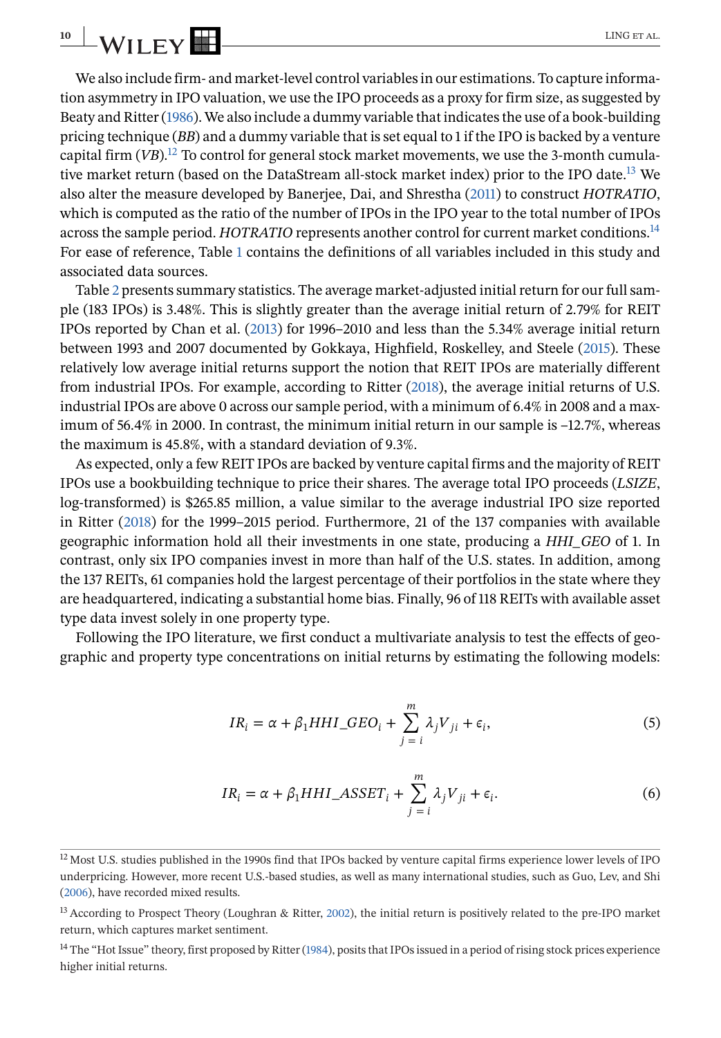We also include firm- and market-level control variables in our estimations. To capture information asymmetry in IPO valuation, we use the IPO proceeds as a proxy for firm size, as suggested by Beaty and Ritter (1986). We also include a dummy variable that indicates the use of a book-building pricing technique (*BB*) and a dummy variable that is set equal to 1 if the IPO is backed by a venture capital firm (*VB*).[12] To control for general stock market movements, we use the 3-month cumulative market return (based on the DataStream all-stock market index) prior to the IPO date.[13] We also alter the measure developed by Banerjee, Dai, and Shrestha (2011) to construct *HOTRATIO*, which is computed as the ratio of the number of IPOs in the IPO year to the total number of IPOs across the sample period. *HOTRATIO* represents another control for current market conditions.[14] For ease of reference, Table 1 contains the definitions of all variables included in this study and associated data sources.

Table 2 presents summary statistics. The average market-adjusted initial return for our full sample (183 IPOs) is 3.48%. This is slightly greater than the average initial return of 2.79% for REIT IPOs reported by Chan et al. (2013) for 1996–2010 and less than the 5.34% average initial return between 1993 and 2007 documented by Gokkaya, Highfield, Roskelley, and Steele (2015). These relatively low average initial returns support the notion that REIT IPOs are materially different from industrial IPOs. For example, according to Ritter (2018), the average initial returns of U.S. industrial IPOs are above 0 across our sample period, with a minimum of 6.4% in 2008 and a maximum of 56.4% in 2000. In contrast, the minimum initial return in our sample is –12.7%, whereas the maximum is 45.8%, with a standard deviation of 9.3%.

As expected, only a few REIT IPOs are backed by venture capital firms and the majority of REIT IPOs use a bookbuilding technique to price their shares. The average total IPO proceeds (*LSIZE*, log-transformed) is $265.85 million, a value similar to the average industrial IPO size reported in Ritter (2018) for the 1999–2015 period. Furthermore, 21 of the 137 companies with available geographic information hold all their investments in one state, producing a *HHI_GEO* of 1. In contrast, only six IPO companies invest in more than half of the U.S. states. In addition, among the 137 REITs, 61 companies hold the largest percentage of their portfolios in the state where they are headquartered, indicating a substantial home bias. Finally, 96 of 118 REITs with available asset type data invest solely in one property type.

Following the IPO literature, we first conduct a multivariate analysis to test the effects of geographic and property type concentrations on initial returns by estimating the following models:

$$IR_i = \alpha + \beta_1 HHI\_GEO_i + \sum_{j=i}^{m} \lambda_j V_{ji} + \epsilon_i, \tag{5}$$

$$IR_i = \alpha + \beta_1 HHI\_ASSET_i + \sum_{j=i}^{m} \lambda_j V_{ji} + \epsilon_i. \tag{6}$$

---

[12] Most U.S. studies published in the 1990s find that IPOs backed by venture capital firms experience lower levels of IPO underpricing. However, more recent U.S.-based studies, as well as many international studies, such as Guo, Lev, and Shi (2006), have recorded mixed results.

[13] According to Prospect Theory (Loughran & Ritter, 2002), the initial return is positively related to the pre-IPO market return, which captures market sentiment.

[14] The "Hot Issue" theory, first proposed by Ritter (1984), posits that IPOs issued in a period of rising stock prices experience higher initial returns.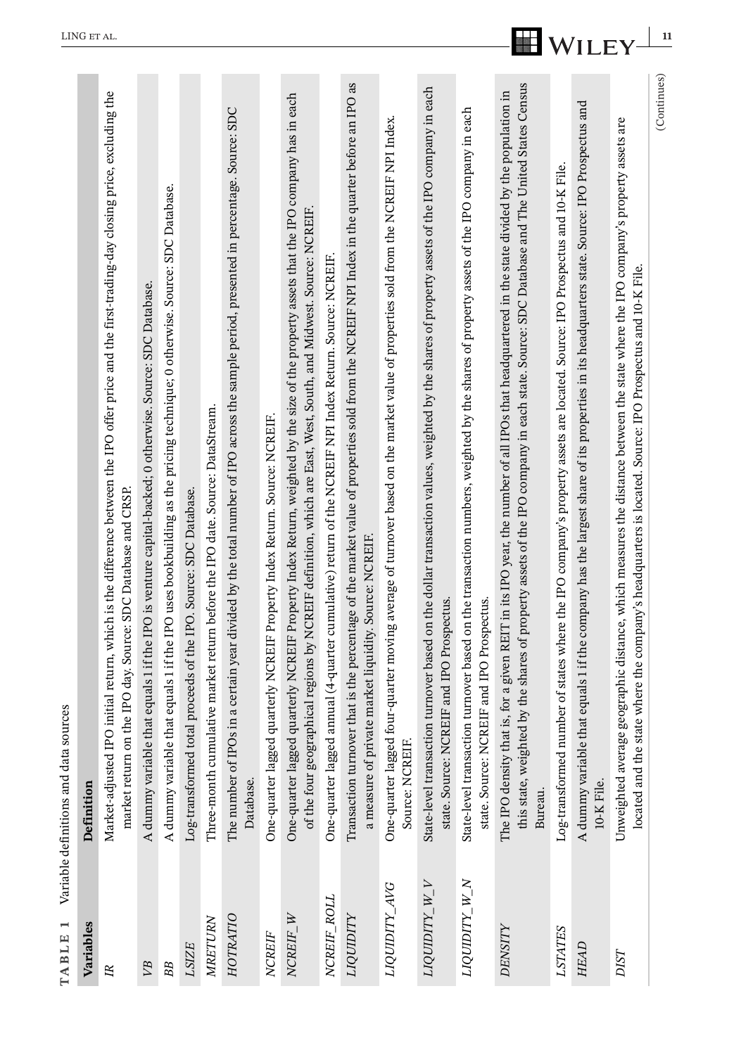**TABLE 1** Variable definitions and data sources

| Variables | Definition |
|---|---|
| *IR* | Market-adjusted IPO initial return, which is the difference between the IPO offer price and the first-trading-day closing price, excluding the market return on the IPO day. Source: SDC Database and CRSP. |
| *VB* | A dummy variable that equals 1 if the IPO is venture capital-backed; 0 otherwise. Source: SDC Database. |
| *BB* | A dummy variable that equals 1 if the IPO uses bookbuilding as the pricing technique; 0 otherwise. Source: SDC Database. |
| *LSIZE* | Log-transformed total proceeds of the IPO. Source: SDC Database. |
| *MRETURN* | Three-month cumulative market return before the IPO date. Source: DataStream. |
| *HOTRATIO* | The number of IPOs in a certain year divided by the total number of IPO across the sample period, presented in percentage. Source: SDC Database. |
| *NCREIF* | One-quarter lagged quarterly NCREIF Property Index Return. Source: NCREIF. |
| *NCREIF_W* | One-quarter lagged quarterly NCREIF Property Index Return, weighted by the size of the property assets that the IPO company has in each of the four geographical regions by NCREIF definition, which are East, West, South, and Midwest. Source: NCREIF. |
| *NCREIF_ROLL* | One-quarter lagged annual (4-quarter cumulative) return of the NCREIF NPI Index Return. Source: NCREIF. |
| *LIQUIDITY* | Transaction turnover that is the percentage of the market value of properties sold from the NCREIF NPI Index in the quarter before an IPO as a measure of private market liquidity. Source: NCREIF. |
| *LIQUIDITY_AVG* | One-quarter lagged four-quarter moving average of turnover based on the market value of properties sold from the NCREIF NPI Index. Source: NCREIF. |
| *LIQUIDITY_W_V* | State-level transaction turnover based on the dollar transaction values, weighted by the shares of property assets of the IPO company in each state. Source: NCREIF and IPO Prospectus. |
| *LIQUIDITY_W_N* | State-level transaction turnover based on the transaction numbers, weighted by the shares of property assets of the IPO company in each state. Source: NCREIF and IPO Prospectus. |
| *DENSITY* | The IPO density that is, for a given REIT in its IPO year, the number of all IPOs that headquartered in the state divided by the population in this state, weighted by the shares of property assets of the IPO company in each state. Source: SDC Database and The United States Census Bureau. |
| *LSTATES* | Log-transformed number of states where the IPO company's property assets are located. Source: IPO Prospectus and 10-K File. |
| *HEAD* | A dummy variable that equals 1 if the company has the largest share of its properties in its headquarters state. Source: IPO Prospectus and 10-K File. |
| *DIST* | Unweighted average geographic distance, which measures the distance between the state where the IPO company's property assets are located and the state where the company's headquarters is located. Source: IPO Prospectus and 10-K File. |

(Continues)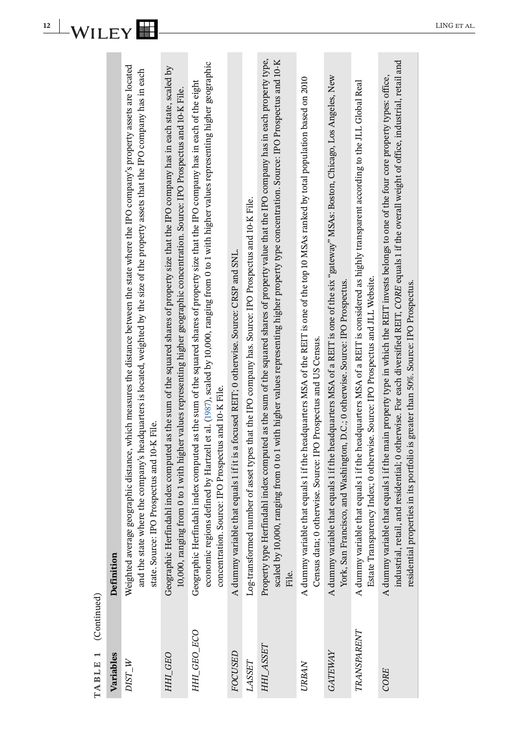**TABLE 1** (Continued)

| Variables | Definition |
|---|---|
| *DIST_W* | Weighted average geographic distance, which measures the distance between the state where the IPO company's property assets are located and the state where the company's headquarters is located, weighted by the size of the property assets that the IPO company has in each state. Source: IPO Prospectus and 10-K File. |
| *HHI_GEO* | Geographic Herfindahl index computed as the sum of the squared shares of property size that the IPO company has in each state, scaled by 10,000, ranging from 0 to 1 with higher values representing higher geographic concentration. Source: IPO Prospectus and 10-K File. |
| *HHI_GEO_ECO* | Geographic Herfindahl index computed as the sum of the squared shares of property size that the IPO company has in each of the eight economic regions defined by Hartzell et al. (1987), scaled by 10,000, ranging from 0 to 1 with higher values representing higher geographic concentration. Source: IPO Prospectus and 10-K File. |
| *FOCUSED* | A dummy variable that equals 1 if it is a focused REIT; 0 otherwise. Source: CRSP and SNL. |
| *LASSET* | Log-transformed number of asset types that the IPO company has. Source: IPO Prospectus and 10-K File. |
| *HHI_ASSET* | Property type Herfindahl index computed as the sum of the squared shares of property value that the IPO company has in each property type, scaled by 10,000, ranging from 0 to 1 with higher values representing higher property type concentration. Source: IPO Prospectus and 10-K File. |
| *URBAN* | A dummy variable that equals 1 if the headquarters MSA of the REIT is one of the top 10 MSAs ranked by total population based on 2010 Census data; 0 otherwise. Source: IPO Prospectus and US Census. |
| *GATEWAY* | A dummy variable that equals 1 if the headquarters MSA of a REIT is one of the six "gateway" MSAs: Boston, Chicago, Los Angeles, New York, San Francisco, and Washington, D.C.; 0 otherwise. Source: IPO Prospectus. |
| *TRANSPARENT* | A dummy variable that equals 1 if the headquarters MSA of a REIT is considered as highly transparent according to the JLL Global Real Estate Transparency Index; 0 otherwise. Source: IPO Prospectus and JLL Website. |
| *CORE* | A dummy variable that equals 1 if the main property type in which the REIT invests belongs to one of the four core property types: office, industrial, retail, and residential; 0 otherwise. For each diversified REIT, *CORE* equals 1 if the overall weight of office, industrial, retail and residential properties in its portfolio is greater than 50%. Source: IPO Prospectus. |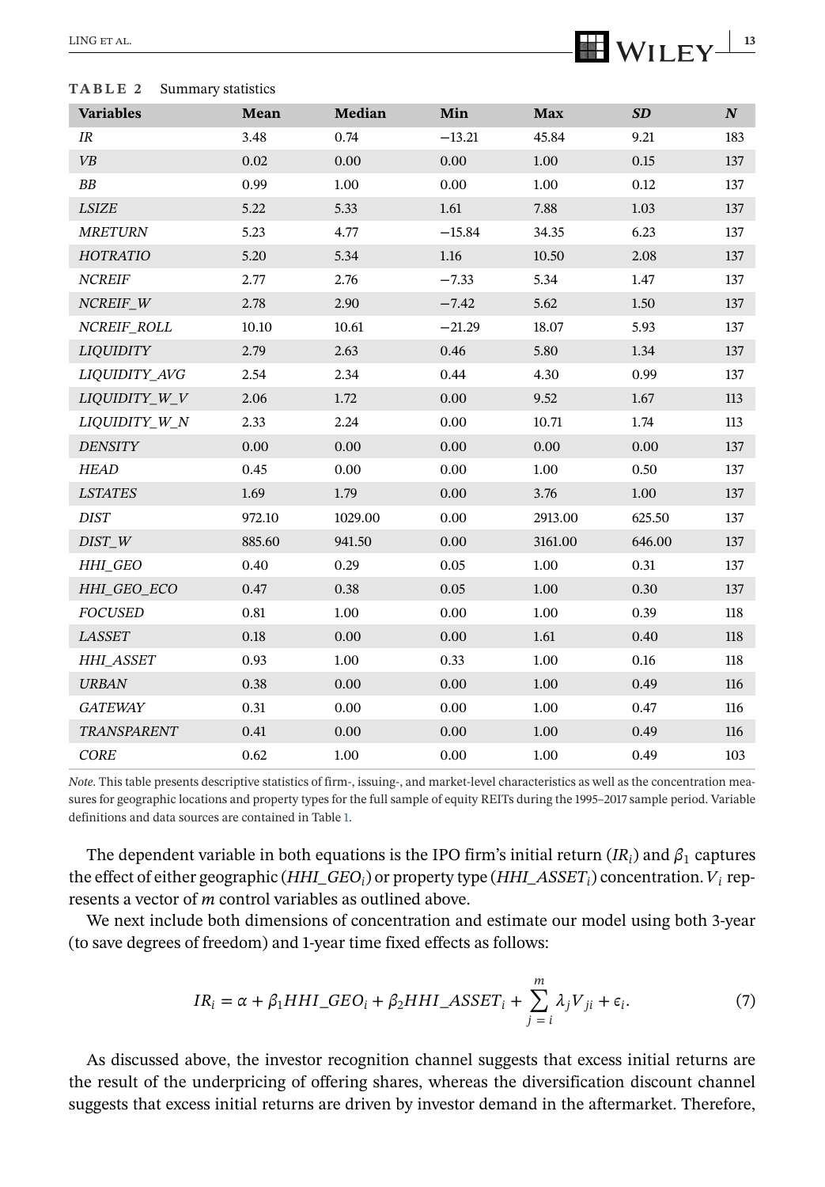**TABLE 2** Summary statistics

| Variables | Mean | Median | Min | Max | SD | N |
|---|---|---|---|---|---|---|
| *IR* | 3.48 | 0.74 | −13.21 | 45.84 | 9.21 | 183 |
| *VB* | 0.02 | 0.00 | 0.00 | 1.00 | 0.15 | 137 |
| *BB* | 0.99 | 1.00 | 0.00 | 1.00 | 0.12 | 137 |
| *LSIZE* | 5.22 | 5.33 | 1.61 | 7.88 | 1.03 | 137 |
| *MRETURN* | 5.23 | 4.77 | −15.84 | 34.35 | 6.23 | 137 |
| *HOTRATIO* | 5.20 | 5.34 | 1.16 | 10.50 | 2.08 | 137 |
| *NCREIF* | 2.77 | 2.76 | −7.33 | 5.34 | 1.47 | 137 |
| *NCREIF_W* | 2.78 | 2.90 | −7.42 | 5.62 | 1.50 | 137 |
| *NCREIF_ROLL* | 10.10 | 10.61 | −21.29 | 18.07 | 5.93 | 137 |
| *LIQUIDITY* | 2.79 | 2.63 | 0.46 | 5.80 | 1.34 | 137 |
| *LIQUIDITY_AVG* | 2.54 | 2.34 | 0.44 | 4.30 | 0.99 | 137 |
| *LIQUIDITY_W_V* | 2.06 | 1.72 | 0.00 | 9.52 | 1.67 | 113 |
| *LIQUIDITY_W_N* | 2.33 | 2.24 | 0.00 | 10.71 | 1.74 | 113 |
| *DENSITY* | 0.00 | 0.00 | 0.00 | 0.00 | 0.00 | 137 |
| *HEAD* | 0.45 | 0.00 | 0.00 | 1.00 | 0.50 | 137 |
| *LSTATES* | 1.69 | 1.79 | 0.00 | 3.76 | 1.00 | 137 |
| *DIST* | 972.10 | 1029.00 | 0.00 | 2913.00 | 625.50 | 137 |
| *DIST_W* | 885.60 | 941.50 | 0.00 | 3161.00 | 646.00 | 137 |
| *HHI_GEO* | 0.40 | 0.29 | 0.05 | 1.00 | 0.31 | 137 |
| *HHI_GEO_ECO* | 0.47 | 0.38 | 0.05 | 1.00 | 0.30 | 137 |
| *FOCUSED* | 0.81 | 1.00 | 0.00 | 1.00 | 0.39 | 118 |
| *LASSET* | 0.18 | 0.00 | 0.00 | 1.61 | 0.40 | 118 |
| *HHI_ASSET* | 0.93 | 1.00 | 0.33 | 1.00 | 0.16 | 118 |
| *URBAN* | 0.38 | 0.00 | 0.00 | 1.00 | 0.49 | 116 |
| *GATEWAY* | 0.31 | 0.00 | 0.00 | 1.00 | 0.47 | 116 |
| *TRANSPARENT* | 0.41 | 0.00 | 0.00 | 1.00 | 0.49 | 116 |
| *CORE* | 0.62 | 1.00 | 0.00 | 1.00 | 0.49 | 103 |

*Note.* This table presents descriptive statistics of firm-, issuing-, and market-level characteristics as well as the concentration measures for geographic locations and property types for the full sample of equity REITs during the 1995–2017 sample period. Variable definitions and data sources are contained in Table 1.

The dependent variable in both equations is the IPO firm's initial return ($IR_i$) and $\beta_1$ captures the effect of either geographic ($HHI\_GEO_i$) or property type ($HHI\_ASSET_i$) concentration. $V_i$ represents a vector of $m$ control variables as outlined above.

We next include both dimensions of concentration and estimate our model using both 3-year (to save degrees of freedom) and 1-year time fixed effects as follows:

$$IR_i = \alpha + \beta_1 HHI\_GEO_i + \beta_2 HHI\_ASSET_i + \sum_{j=i}^{m} \lambda_j V_{ji} + \epsilon_i. \tag{7}$$

As discussed above, the investor recognition channel suggests that excess initial returns are the result of the underpricing of offering shares, whereas the diversification discount channel suggests that excess initial returns are driven by investor demand in the aftermarket. Therefore,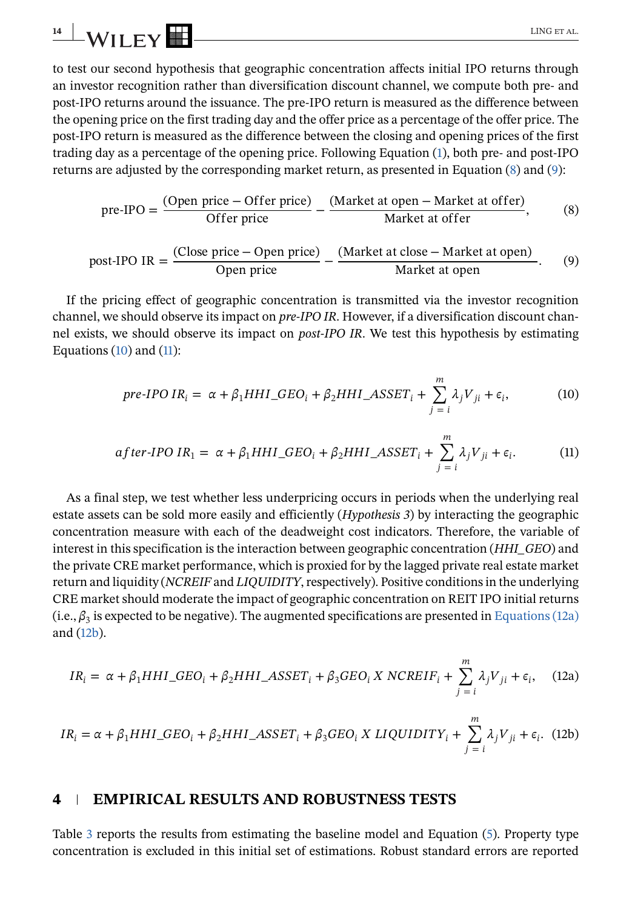to test our second hypothesis that geographic concentration affects initial IPO returns through an investor recognition rather than diversification discount channel, we compute both pre- and post-IPO returns around the issuance. The pre-IPO return is measured as the difference between the opening price on the first trading day and the offer price as a percentage of the offer price. The post-IPO return is measured as the difference between the closing and opening prices of the first trading day as a percentage of the opening price. Following Equation (1), both pre- and post-IPO returns are adjusted by the corresponding market return, as presented in Equation (8) and (9):

$$\text{pre-IPO} = \frac{(\text{Open price} - \text{Offer price})}{\text{Offer price}} - \frac{(\text{Market at open} - \text{Market at offer})}{\text{Market at offer}}, \tag{8}$$

$$\text{post-IPO IR} = \frac{(\text{Close price} - \text{Open price})}{\text{Open price}} - \frac{(\text{Market at close} - \text{Market at open})}{\text{Market at open}}. \tag{9}$$

If the pricing effect of geographic concentration is transmitted via the investor recognition channel, we should observe its impact on *pre-IPO IR*. However, if a diversification discount channel exists, we should observe its impact on *post-IPO IR*. We test this hypothesis by estimating Equations (10) and (11):

$$\textit{pre-IPO IR}_i = \alpha + \beta_1 HHI\_GEO_i + \beta_2 HHI\_ASSET_i + \sum_{j=i}^{m} \lambda_j V_{ji} + \epsilon_i, \tag{10}$$

$$\textit{after-IPO IR}_1 = \alpha + \beta_1 HHI\_GEO_i + \beta_2 HHI\_ASSET_i + \sum_{j=i}^{m} \lambda_j V_{ji} + \epsilon_i. \tag{11}$$

As a final step, we test whether less underpricing occurs in periods when the underlying real estate assets can be sold more easily and efficiently (*Hypothesis 3*) by interacting the geographic concentration measure with each of the deadweight cost indicators. Therefore, the variable of interest in this specification is the interaction between geographic concentration (*HHI_GEO*) and the private CRE market performance, which is proxied for by the lagged private real estate market return and liquidity (*NCREIF* and *LIQUIDITY*, respectively). Positive conditions in the underlying CRE market should moderate the impact of geographic concentration on REIT IPO initial returns (i.e., $\beta_3$ is expected to be negative). The augmented specifications are presented in Equations (12a) and (12b).

$$IR_i = \alpha + \beta_1 HHI\_GEO_i + \beta_2 HHI\_ASSET_i + \beta_3 GEO_i \ X \ NCREIF_i + \sum_{j=i}^{m} \lambda_j V_{ji} + \epsilon_i, \tag{12a}$$

$$IR_i = \alpha + \beta_1 HHI\_GEO_i + \beta_2 HHI\_ASSET_i + \beta_3 GEO_i \ X \ LIQUIDITY_i + \sum_{j=i}^{m} \lambda_j V_{ji} + \epsilon_i. \tag{12b}$$

## 4 | EMPIRICAL RESULTS AND ROBUSTNESS TESTS

Table 3 reports the results from estimating the baseline model and Equation (5). Property type concentration is excluded in this initial set of estimations. Robust standard errors are reported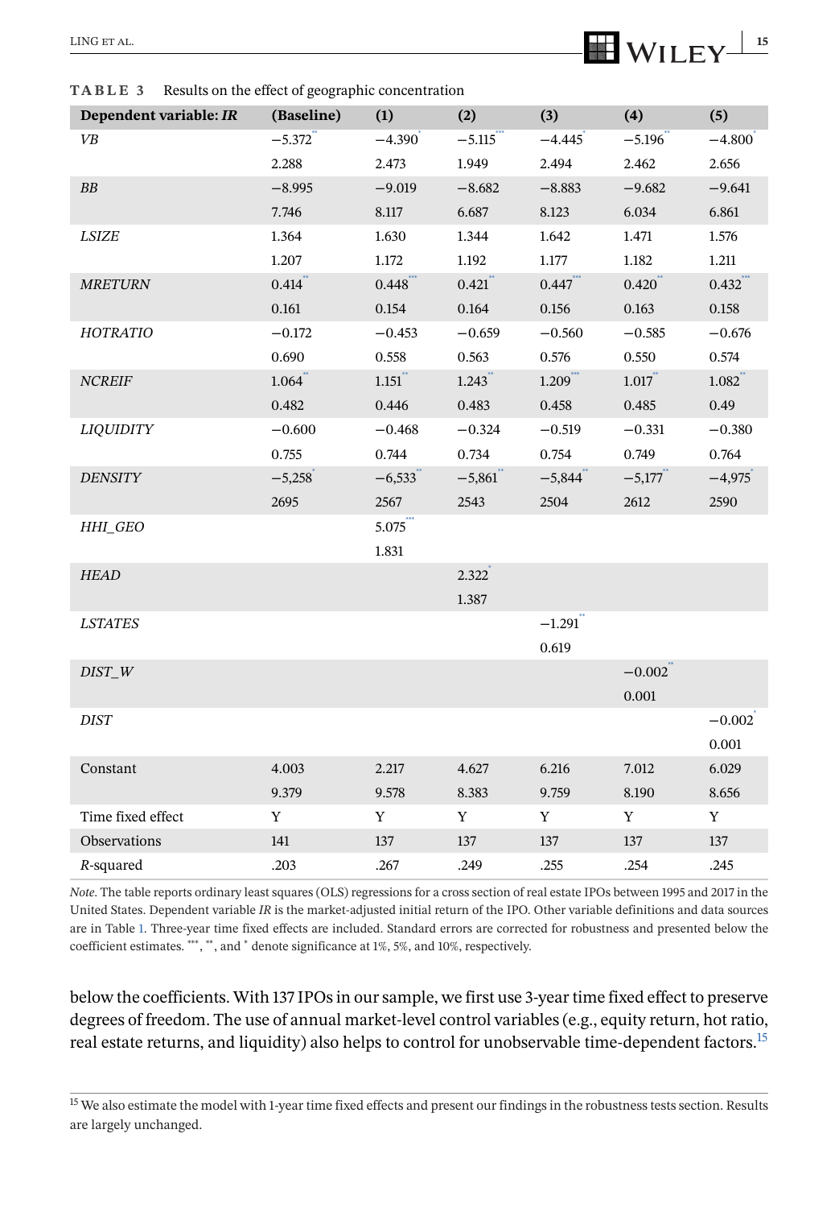**TABLE 3** Results on the effect of geographic concentration

| **Dependent variable: *IR*** | **(Baseline)** | **(1)** | **(2)** | **(3)** | **(4)** | **(5)** |
|---|---|---|---|---|---|---|
| *VB* | −5.372** | −4.390* | −5.115*** | −4.445* | −5.196** | −4.800* |
| | 2.288 | 2.473 | 1.949 | 2.494 | 2.462 | 2.656 |
| *BB* | −8.995 | −9.019 | −8.682 | −8.883 | −9.682 | −9.641 |
| | 7.746 | 8.117 | 6.687 | 8.123 | 6.034 | 6.861 |
| *LSIZE* | 1.364 | 1.630 | 1.344 | 1.642 | 1.471 | 1.576 |
| | 1.207 | 1.172 | 1.192 | 1.177 | 1.182 | 1.211 |
| *MRETURN* | 0.414** | 0.448*** | 0.421** | 0.447*** | 0.420** | 0.432*** |
| | 0.161 | 0.154 | 0.164 | 0.156 | 0.163 | 0.158 |
| *HOTRATIO* | −0.172 | −0.453 | −0.659 | −0.560 | −0.585 | −0.676 |
| | 0.690 | 0.558 | 0.563 | 0.576 | 0.550 | 0.574 |
| *NCREIF* | 1.064** | 1.151** | 1.243** | 1.209*** | 1.017** | 1.082** |
| | 0.482 | 0.446 | 0.483 | 0.458 | 0.485 | 0.49 |
| *LIQUIDITY* | −0.600 | −0.468 | −0.324 | −0.519 | −0.331 | −0.380 |
| | 0.755 | 0.744 | 0.734 | 0.754 | 0.749 | 0.764 |
| *DENSITY* | −5,258* | −6,533** | −5,861** | −5,844** | −5,177** | −4,975* |
| | 2695 | 2567 | 2543 | 2504 | 2612 | 2590 |
| *HHI_GEO* | | 5.075*** | | | | |
| | | 1.831 | | | | |
| *HEAD* | | | 2.322* | | | |
| | | | 1.387 | | | |
| *LSTATES* | | | | −1.291** | | |
| | | | | 0.619 | | |
| *DIST_W* | | | | | −0.002** | |
| | | | | | 0.001 | |
| *DIST* | | | | | | −0.002* |
| | | | | | | 0.001 |
| Constant | 4.003 | 2.217 | 4.627 | 6.216 | 7.012 | 6.029 |
| | 9.379 | 9.578 | 8.383 | 9.759 | 8.190 | 8.656 |
| Time fixed effect | Y | Y | Y | Y | Y | Y |
| Observations | 141 | 137 | 137 | 137 | 137 | 137 |
| *R*-squared | .203 | .267 | .249 | .255 | .254 | .245 |

*Note.* The table reports ordinary least squares (OLS) regressions for a cross section of real estate IPOs between 1995 and 2017 in the United States. Dependent variable *IR* is the market-adjusted initial return of the IPO. Other variable definitions and data sources are in Table 1. Three-year time fixed effects are included. Standard errors are corrected for robustness and presented below the coefficient estimates. ***, **, and * denote significance at 1%, 5%, and 10%, respectively.

below the coefficients. With 137 IPOs in our sample, we first use 3-year time fixed effect to preserve degrees of freedom. The use of annual market-level control variables (e.g., equity return, hot ratio, real estate returns, and liquidity) also helps to control for unobservable time-dependent factors.[15]

[15] We also estimate the model with 1-year time fixed effects and present our findings in the robustness tests section. Results are largely unchanged.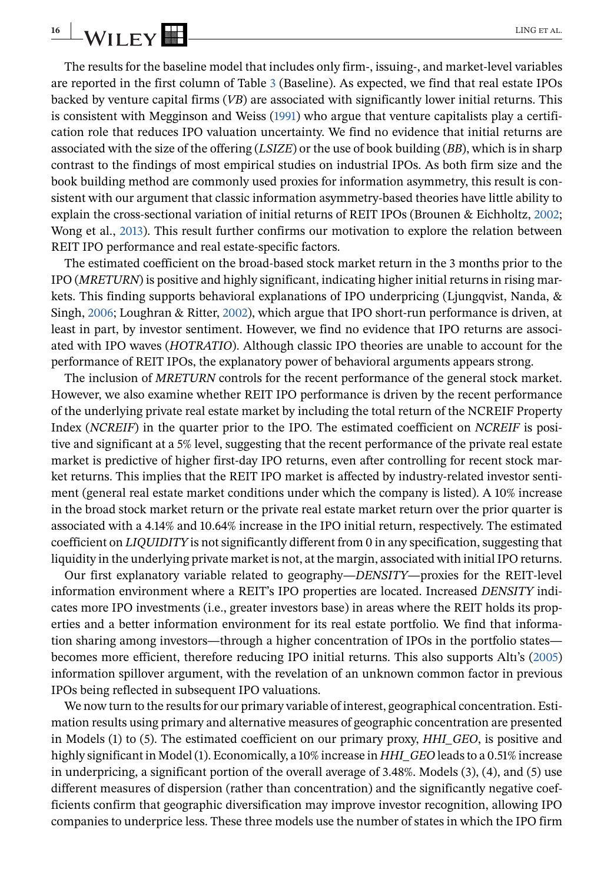The results for the baseline model that includes only firm-, issuing-, and market-level variables are reported in the first column of Table 3 (Baseline). As expected, we find that real estate IPOs backed by venture capital firms (*VB*) are associated with significantly lower initial returns. This is consistent with Megginson and Weiss (1991) who argue that venture capitalists play a certification role that reduces IPO valuation uncertainty. We find no evidence that initial returns are associated with the size of the offering (*LSIZE*) or the use of book building (*BB*), which is in sharp contrast to the findings of most empirical studies on industrial IPOs. As both firm size and the book building method are commonly used proxies for information asymmetry, this result is consistent with our argument that classic information asymmetry-based theories have little ability to explain the cross-sectional variation of initial returns of REIT IPOs (Brounen & Eichholtz, 2002; Wong et al., 2013). This result further confirms our motivation to explore the relation between REIT IPO performance and real estate-specific factors.

The estimated coefficient on the broad-based stock market return in the 3 months prior to the IPO (*MRETURN*) is positive and highly significant, indicating higher initial returns in rising markets. This finding supports behavioral explanations of IPO underpricing (Ljungqvist, Nanda, & Singh, 2006; Loughran & Ritter, 2002), which argue that IPO short-run performance is driven, at least in part, by investor sentiment. However, we find no evidence that IPO returns are associated with IPO waves (*HOTRATIO*). Although classic IPO theories are unable to account for the performance of REIT IPOs, the explanatory power of behavioral arguments appears strong.

The inclusion of *MRETURN* controls for the recent performance of the general stock market. However, we also examine whether REIT IPO performance is driven by the recent performance of the underlying private real estate market by including the total return of the NCREIF Property Index (*NCREIF*) in the quarter prior to the IPO. The estimated coefficient on *NCREIF* is positive and significant at a 5% level, suggesting that the recent performance of the private real estate market is predictive of higher first-day IPO returns, even after controlling for recent stock market returns. This implies that the REIT IPO market is affected by industry-related investor sentiment (general real estate market conditions under which the company is listed). A 10% increase in the broad stock market return or the private real estate market return over the prior quarter is associated with a 4.14% and 10.64% increase in the IPO initial return, respectively. The estimated coefficient on *LIQUIDITY* is not significantly different from 0 in any specification, suggesting that liquidity in the underlying private market is not, at the margin, associated with initial IPO returns.

Our first explanatory variable related to geography—*DENSITY*—proxies for the REIT-level information environment where a REIT's IPO properties are located. Increased *DENSITY* indicates more IPO investments (i.e., greater investors base) in areas where the REIT holds its properties and a better information environment for its real estate portfolio. We find that information sharing among investors—through a higher concentration of IPOs in the portfolio states—becomes more efficient, therefore reducing IPO initial returns. This also supports Altı's (2005) information spillover argument, with the revelation of an unknown common factor in previous IPOs being reflected in subsequent IPO valuations.

We now turn to the results for our primary variable of interest, geographical concentration. Estimation results using primary and alternative measures of geographic concentration are presented in Models (1) to (5). The estimated coefficient on our primary proxy, *HHI_GEO*, is positive and highly significant in Model (1). Economically, a 10% increase in *HHI_GEO* leads to a 0.51% increase in underpricing, a significant portion of the overall average of 3.48%. Models (3), (4), and (5) use different measures of dispersion (rather than concentration) and the significantly negative coefficients confirm that geographic diversification may improve investor recognition, allowing IPO companies to underprice less. These three models use the number of states in which the IPO firm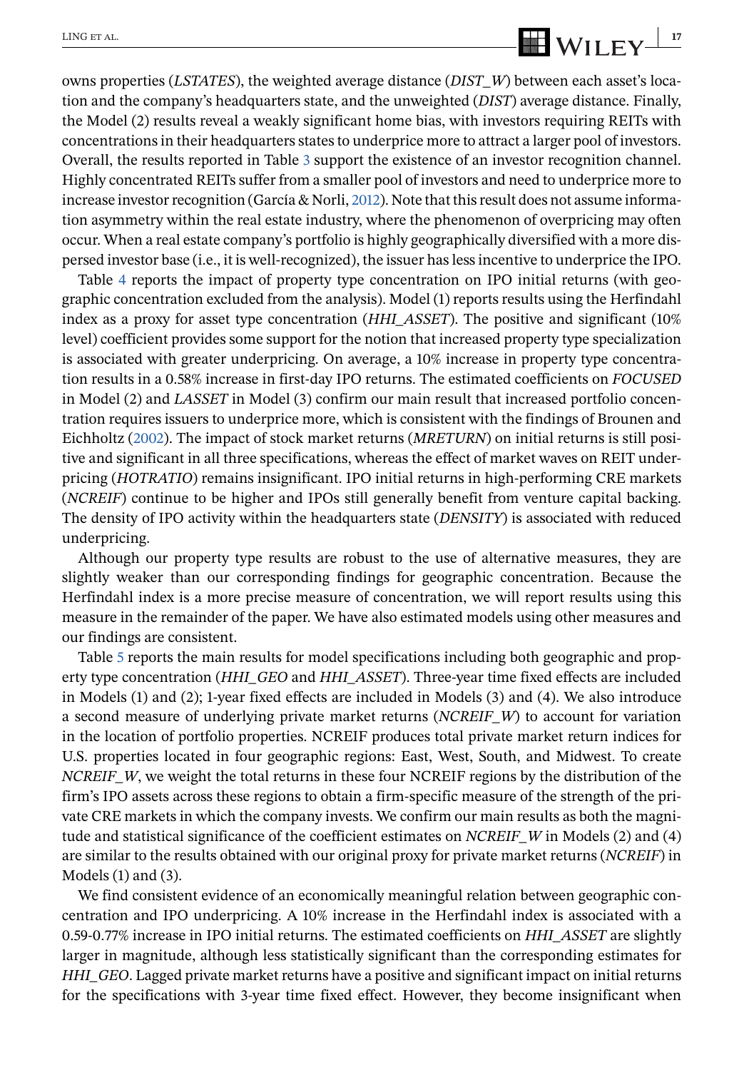owns properties (*LSTATES*), the weighted average distance (*DIST_W*) between each asset's location and the company's headquarters state, and the unweighted (*DIST*) average distance. Finally, the Model (2) results reveal a weakly significant home bias, with investors requiring REITs with concentrations in their headquarters states to underprice more to attract a larger pool of investors. Overall, the results reported in Table 3 support the existence of an investor recognition channel. Highly concentrated REITs suffer from a smaller pool of investors and need to underprice more to increase investor recognition (García & Norli, 2012). Note that this result does not assume information asymmetry within the real estate industry, where the phenomenon of overpricing may often occur. When a real estate company's portfolio is highly geographically diversified with a more dispersed investor base (i.e., it is well-recognized), the issuer has less incentive to underprice the IPO.

Table 4 reports the impact of property type concentration on IPO initial returns (with geographic concentration excluded from the analysis). Model (1) reports results using the Herfindahl index as a proxy for asset type concentration (*HHI_ASSET*). The positive and significant (10% level) coefficient provides some support for the notion that increased property type specialization is associated with greater underpricing. On average, a 10% increase in property type concentration results in a 0.58% increase in first-day IPO returns. The estimated coefficients on *FOCUSED* in Model (2) and *LASSET* in Model (3) confirm our main result that increased portfolio concentration requires issuers to underprice more, which is consistent with the findings of Brounen and Eichholtz (2002). The impact of stock market returns (*MRETURN*) on initial returns is still positive and significant in all three specifications, whereas the effect of market waves on REIT underpricing (*HOTRATIO*) remains insignificant. IPO initial returns in high-performing CRE markets (*NCREIF*) continue to be higher and IPOs still generally benefit from venture capital backing. The density of IPO activity within the headquarters state (*DENSITY*) is associated with reduced underpricing.

Although our property type results are robust to the use of alternative measures, they are slightly weaker than our corresponding findings for geographic concentration. Because the Herfindahl index is a more precise measure of concentration, we will report results using this measure in the remainder of the paper. We have also estimated models using other measures and our findings are consistent.

Table 5 reports the main results for model specifications including both geographic and property type concentration (*HHI_GEO* and *HHI_ASSET*). Three-year time fixed effects are included in Models (1) and (2); 1-year fixed effects are included in Models (3) and (4). We also introduce a second measure of underlying private market returns (*NCREIF_W*) to account for variation in the location of portfolio properties. NCREIF produces total private market return indices for U.S. properties located in four geographic regions: East, West, South, and Midwest. To create *NCREIF_W*, we weight the total returns in these four NCREIF regions by the distribution of the firm's IPO assets across these regions to obtain a firm-specific measure of the strength of the private CRE markets in which the company invests. We confirm our main results as both the magnitude and statistical significance of the coefficient estimates on *NCREIF_W* in Models (2) and (4) are similar to the results obtained with our original proxy for private market returns (*NCREIF*) in Models (1) and (3).

We find consistent evidence of an economically meaningful relation between geographic concentration and IPO underpricing. A 10% increase in the Herfindahl index is associated with a 0.59-0.77% increase in IPO initial returns. The estimated coefficients on *HHI_ASSET* are slightly larger in magnitude, although less statistically significant than the corresponding estimates for *HHI_GEO*. Lagged private market returns have a positive and significant impact on initial returns for the specifications with 3-year time fixed effect. However, they become insignificant when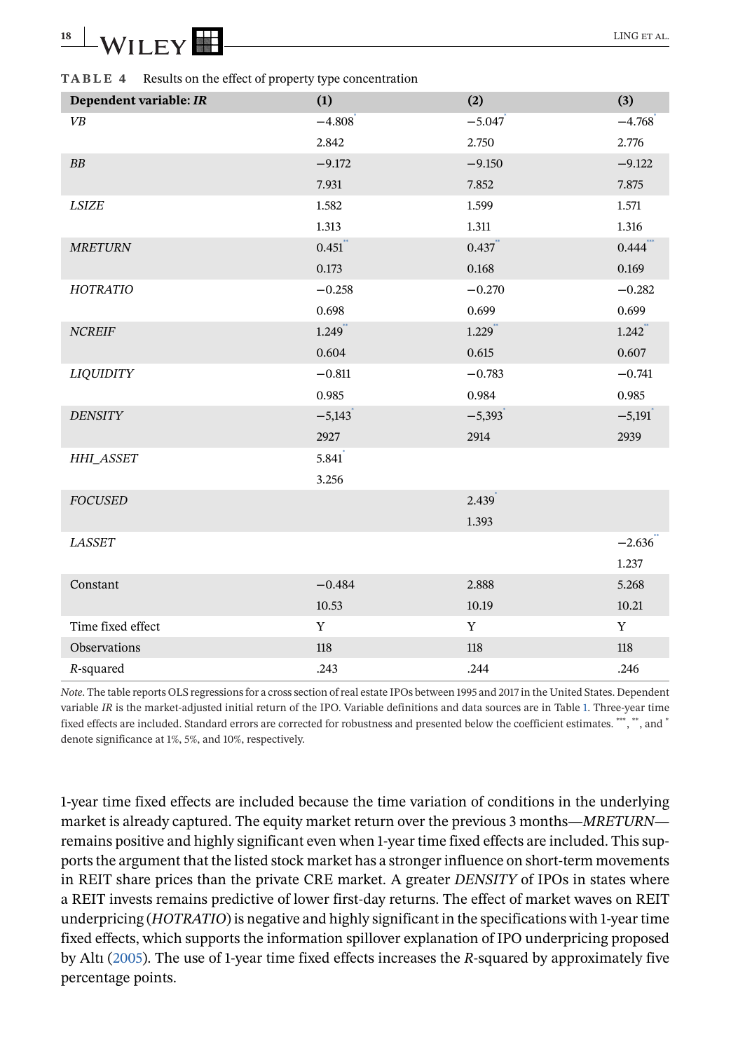**TABLE 4** Results on the effect of property type concentration

| Dependent variable: *IR* | (1) | (2) | (3) |
|---|---|---|---|
| *VB* | −4.808* | −5.047* | −4.768* |
| | 2.842 | 2.750 | 2.776 |
| *BB* | −9.172 | −9.150 | −9.122 |
| | 7.931 | 7.852 | 7.875 |
| *LSIZE* | 1.582 | 1.599 | 1.571 |
| | 1.313 | 1.311 | 1.316 |
| *MRETURN* | 0.451** | 0.437** | 0.444*** |
| | 0.173 | 0.168 | 0.169 |
| *HOTRATIO* | −0.258 | −0.270 | −0.282 |
| | 0.698 | 0.699 | 0.699 |
| *NCREIF* | 1.249** | 1.229** | 1.242** |
| | 0.604 | 0.615 | 0.607 |
| *LIQUIDITY* | −0.811 | −0.783 | −0.741 |
| | 0.985 | 0.984 | 0.985 |
| *DENSITY* | −5,143* | −5,393* | −5,191* |
| | 2927 | 2914 | 2939 |
| *HHI_ASSET* | 5.841* | | |
| | 3.256 | | |
| *FOCUSED* | | 2.439* | |
| | | 1.393 | |
| *LASSET* | | | −2.636** |
| | | | 1.237 |
| Constant | −0.484 | 2.888 | 5.268 |
| | 10.53 | 10.19 | 10.21 |
| Time fixed effect | Y | Y | Y |
| Observations | 118 | 118 | 118 |
| *R*-squared | .243 | .244 | .246 |

*Note*. The table reports OLS regressions for a cross section of real estate IPOs between 1995 and 2017 in the United States. Dependent variable *IR* is the market-adjusted initial return of the IPO. Variable definitions and data sources are in Table 1. Three-year time fixed effects are included. Standard errors are corrected for robustness and presented below the coefficient estimates. ***, **, and * denote significance at 1%, 5%, and 10%, respectively.

1-year time fixed effects are included because the time variation of conditions in the underlying market is already captured. The equity market return over the previous 3 months—*MRETURN*—remains positive and highly significant even when 1-year time fixed effects are included. This supports the argument that the listed stock market has a stronger influence on short-term movements in REIT share prices than the private CRE market. A greater *DENSITY* of IPOs in states where a REIT invests remains predictive of lower first-day returns. The effect of market waves on REIT underpricing (*HOTRATIO*) is negative and highly significant in the specifications with 1-year time fixed effects, which supports the information spillover explanation of IPO underpricing proposed by Altı (2005). The use of 1-year time fixed effects increases the *R*-squared by approximately five percentage points.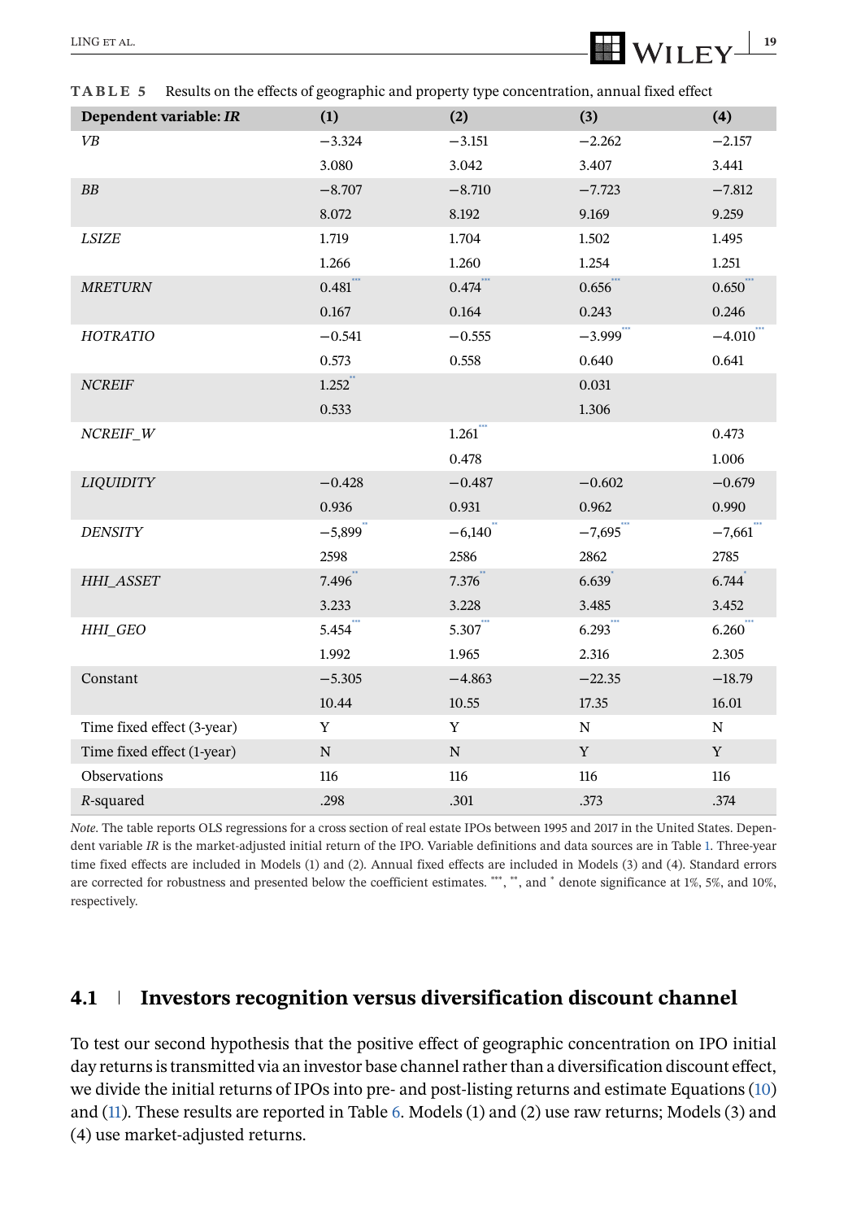**TABLE 5** Results on the effects of geographic and property type concentration, annual fixed effect

| Dependent variable: *IR* | (1) | (2) | (3) | (4) |
|---|---|---|---|---|
| *VB* | −3.324 | −3.151 | −2.262 | −2.157 |
| | 3.080 | 3.042 | 3.407 | 3.441 |
| *BB* | −8.707 | −8.710 | −7.723 | −7.812 |
| | 8.072 | 8.192 | 9.169 | 9.259 |
| *LSIZE* | 1.719 | 1.704 | 1.502 | 1.495 |
| | 1.266 | 1.260 | 1.254 | 1.251 |
| *MRETURN* | 0.481*** | 0.474*** | 0.656*** | 0.650*** |
| | 0.167 | 0.164 | 0.243 | 0.246 |
| *HOTRATIO* | −0.541 | −0.555 | −3.999*** | −4.010*** |
| | 0.573 | 0.558 | 0.640 | 0.641 |
| *NCREIF* | 1.252** | | 0.031 | |
| | 0.533 | | 1.306 | |
| *NCREIF_W* | | 1.261*** | | 0.473 |
| | | 0.478 | | 1.006 |
| *LIQUIDITY* | −0.428 | −0.487 | −0.602 | −0.679 |
| | 0.936 | 0.931 | 0.962 | 0.990 |
| *DENSITY* | −5,899** | −6,140** | −7,695*** | −7,661*** |
| | 2598 | 2586 | 2862 | 2785 |
| *HHI_ASSET* | 7.496** | 7.376** | 6.639* | 6.744* |
| | 3.233 | 3.228 | 3.485 | 3.452 |
| *HHI_GEO* | 5.454*** | 5.307*** | 6.293*** | 6.260*** |
| | 1.992 | 1.965 | 2.316 | 2.305 |
| Constant | −5.305 | −4.863 | −22.35 | −18.79 |
| | 10.44 | 10.55 | 17.35 | 16.01 |
| Time fixed effect (3-year) | Y | Y | N | N |
| Time fixed effect (1-year) | N | N | Y | Y |
| Observations | 116 | 116 | 116 | 116 |
| *R*-squared | .298 | .301 | .373 | .374 |

*Note.* The table reports OLS regressions for a cross section of real estate IPOs between 1995 and 2017 in the United States. Dependent variable *IR* is the market-adjusted initial return of the IPO. Variable definitions and data sources are in Table 1. Three-year time fixed effects are included in Models (1) and (2). Annual fixed effects are included in Models (3) and (4). Standard errors are corrected for robustness and presented below the coefficient estimates. ***, **, and * denote significance at 1%, 5%, and 10%, respectively.

## 4.1 | Investors recognition versus diversification discount channel

To test our second hypothesis that the positive effect of geographic concentration on IPO initial day returns is transmitted via an investor base channel rather than a diversification discount effect, we divide the initial returns of IPOs into pre- and post-listing returns and estimate Equations (10) and (11). These results are reported in Table 6. Models (1) and (2) use raw returns; Models (3) and (4) use market-adjusted returns.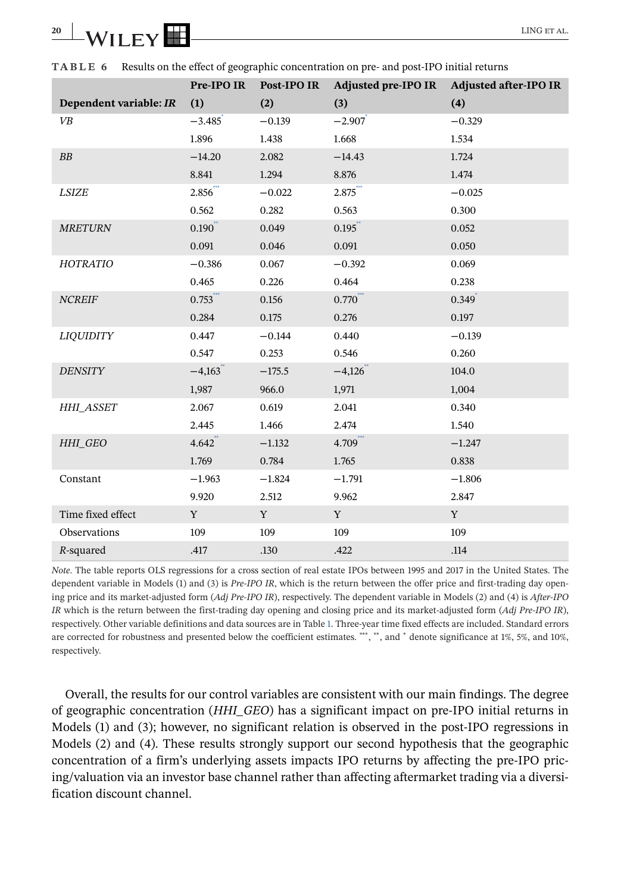**TABLE 6** Results on the effect of geographic concentration on pre- and post-IPO initial returns

| Dependent variable: *IR* | Pre-IPO IR (1) | Post-IPO IR (2) | Adjusted pre-IPO IR (3) | Adjusted after-IPO IR (4) |
|---|---|---|---|---|
| *VB* | −3.485* | −0.139 | −2.907* | −0.329 |
| | 1.896 | 1.438 | 1.668 | 1.534 |
| *BB* | −14.20 | 2.082 | −14.43 | 1.724 |
| | 8.841 | 1.294 | 8.876 | 1.474 |
| *LSIZE* | 2.856*** | −0.022 | 2.875*** | −0.025 |
| | 0.562 | 0.282 | 0.563 | 0.300 |
| *MRETURN* | 0.190** | 0.049 | 0.195** | 0.052 |
| | 0.091 | 0.046 | 0.091 | 0.050 |
| *HOTRATIO* | −0.386 | 0.067 | −0.392 | 0.069 |
| | 0.465 | 0.226 | 0.464 | 0.238 |
| *NCREIF* | 0.753*** | 0.156 | 0.770*** | 0.349* |
| | 0.284 | 0.175 | 0.276 | 0.197 |
| *LIQUIDITY* | 0.447 | −0.144 | 0.440 | −0.139 |
| | 0.547 | 0.253 | 0.546 | 0.260 |
| *DENSITY* | −4,163** | −175.5 | −4,126** | 104.0 |
| | 1,987 | 966.0 | 1,971 | 1,004 |
| *HHI_ASSET* | 2.067 | 0.619 | 2.041 | 0.340 |
| | 2.445 | 1.466 | 2.474 | 1.540 |
| *HHI_GEO* | 4.642** | −1.132 | 4.709*** | −1.247 |
| | 1.769 | 0.784 | 1.765 | 0.838 |
| Constant | −1.963 | −1.824 | −1.791 | −1.806 |
| | 9.920 | 2.512 | 9.962 | 2.847 |
| Time fixed effect | Y | Y | Y | Y |
| Observations | 109 | 109 | 109 | 109 |
| *R*-squared | .417 | .130 | .422 | .114 |

*Note.* The table reports OLS regressions for a cross section of real estate IPOs between 1995 and 2017 in the United States. The dependent variable in Models (1) and (3) is *Pre-IPO IR*, which is the return between the offer price and first-trading day opening price and its market-adjusted form (*Adj Pre-IPO IR*), respectively. The dependent variable in Models (2) and (4) is *After-IPO IR* which is the return between the first-trading day opening and closing price and its market-adjusted form (*Adj Pre-IPO IR*), respectively. Other variable definitions and data sources are in Table 1. Three-year time fixed effects are included. Standard errors are corrected for robustness and presented below the coefficient estimates. ***, **, and * denote significance at 1%, 5%, and 10%, respectively.

Overall, the results for our control variables are consistent with our main findings. The degree of geographic concentration (*HHI_GEO*) has a significant impact on pre-IPO initial returns in Models (1) and (3); however, no significant relation is observed in the post-IPO regressions in Models (2) and (4). These results strongly support our second hypothesis that the geographic concentration of a firm's underlying assets impacts IPO returns by affecting the pre-IPO pricing/valuation via an investor base channel rather than affecting aftermarket trading via a diversification discount channel.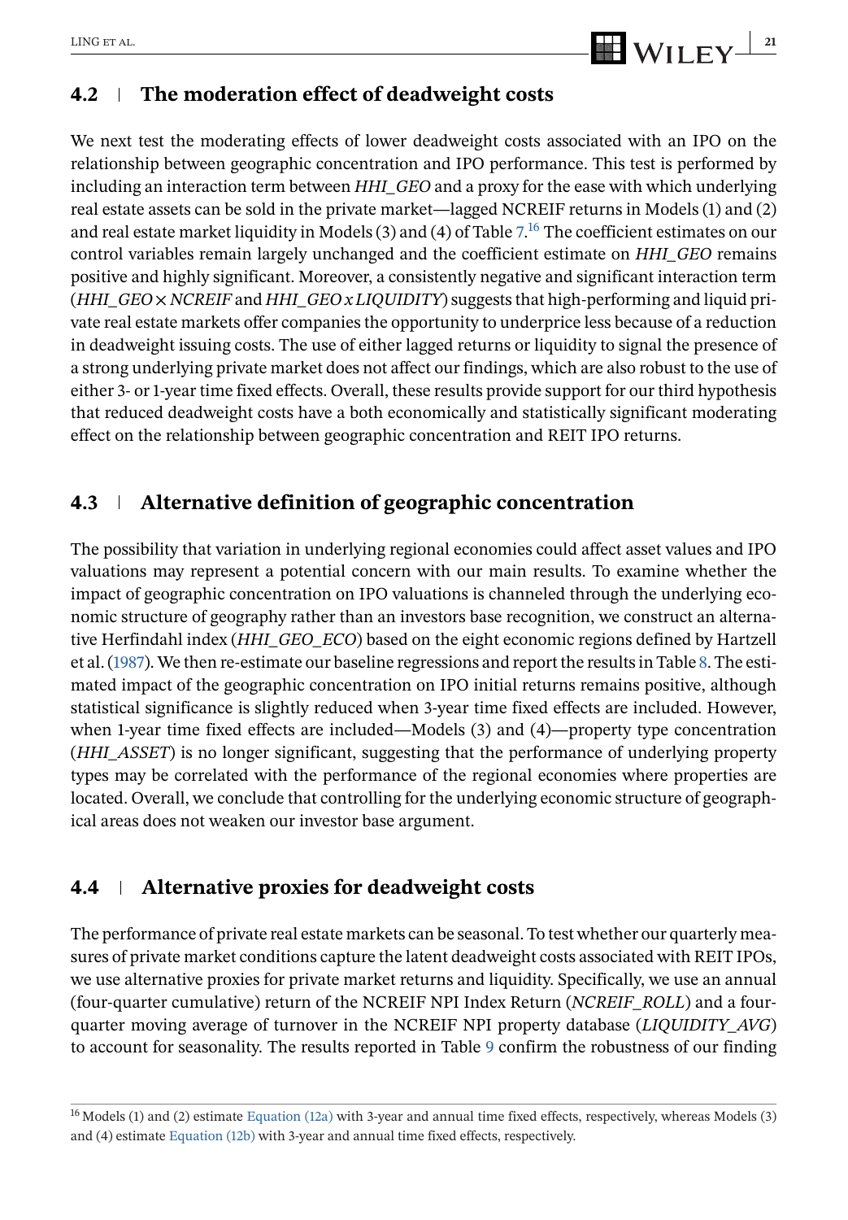## 4.2 | The moderation effect of deadweight costs

We next test the moderating effects of lower deadweight costs associated with an IPO on the relationship between geographic concentration and IPO performance. This test is performed by including an interaction term between *HHI_GEO* and a proxy for the ease with which underlying real estate assets can be sold in the private market—lagged NCREIF returns in Models (1) and (2) and real estate market liquidity in Models (3) and (4) of Table 7.[16] The coefficient estimates on our control variables remain largely unchanged and the coefficient estimate on *HHI_GEO* remains positive and highly significant. Moreover, a consistently negative and significant interaction term (*HHI_GEO* × *NCREIF* and *HHI_GEO x LIQUIDITY*) suggests that high-performing and liquid private real estate markets offer companies the opportunity to underprice less because of a reduction in deadweight issuing costs. The use of either lagged returns or liquidity to signal the presence of a strong underlying private market does not affect our findings, which are also robust to the use of either 3- or 1-year time fixed effects. Overall, these results provide support for our third hypothesis that reduced deadweight costs have a both economically and statistically significant moderating effect on the relationship between geographic concentration and REIT IPO returns.

## 4.3 | Alternative definition of geographic concentration

The possibility that variation in underlying regional economies could affect asset values and IPO valuations may represent a potential concern with our main results. To examine whether the impact of geographic concentration on IPO valuations is channeled through the underlying economic structure of geography rather than an investors base recognition, we construct an alternative Herfindahl index (*HHI_GEO_ECO*) based on the eight economic regions defined by Hartzell et al. (1987). We then re-estimate our baseline regressions and report the results in Table 8. The estimated impact of the geographic concentration on IPO initial returns remains positive, although statistical significance is slightly reduced when 3-year time fixed effects are included. However, when 1-year time fixed effects are included—Models (3) and (4)—property type concentration (*HHI_ASSET*) is no longer significant, suggesting that the performance of underlying property types may be correlated with the performance of the regional economies where properties are located. Overall, we conclude that controlling for the underlying economic structure of geographical areas does not weaken our investor base argument.

## 4.4 | Alternative proxies for deadweight costs

The performance of private real estate markets can be seasonal. To test whether our quarterly measures of private market conditions capture the latent deadweight costs associated with REIT IPOs, we use alternative proxies for private market returns and liquidity. Specifically, we use an annual (four-quarter cumulative) return of the NCREIF NPI Index Return (*NCREIF_ROLL*) and a four-quarter moving average of turnover in the NCREIF NPI property database (*LIQUIDITY_AVG*) to account for seasonality. The results reported in Table 9 confirm the robustness of our finding

[16] Models (1) and (2) estimate Equation (12a) with 3-year and annual time fixed effects, respectively, whereas Models (3) and (4) estimate Equation (12b) with 3-year and annual time fixed effects, respectively.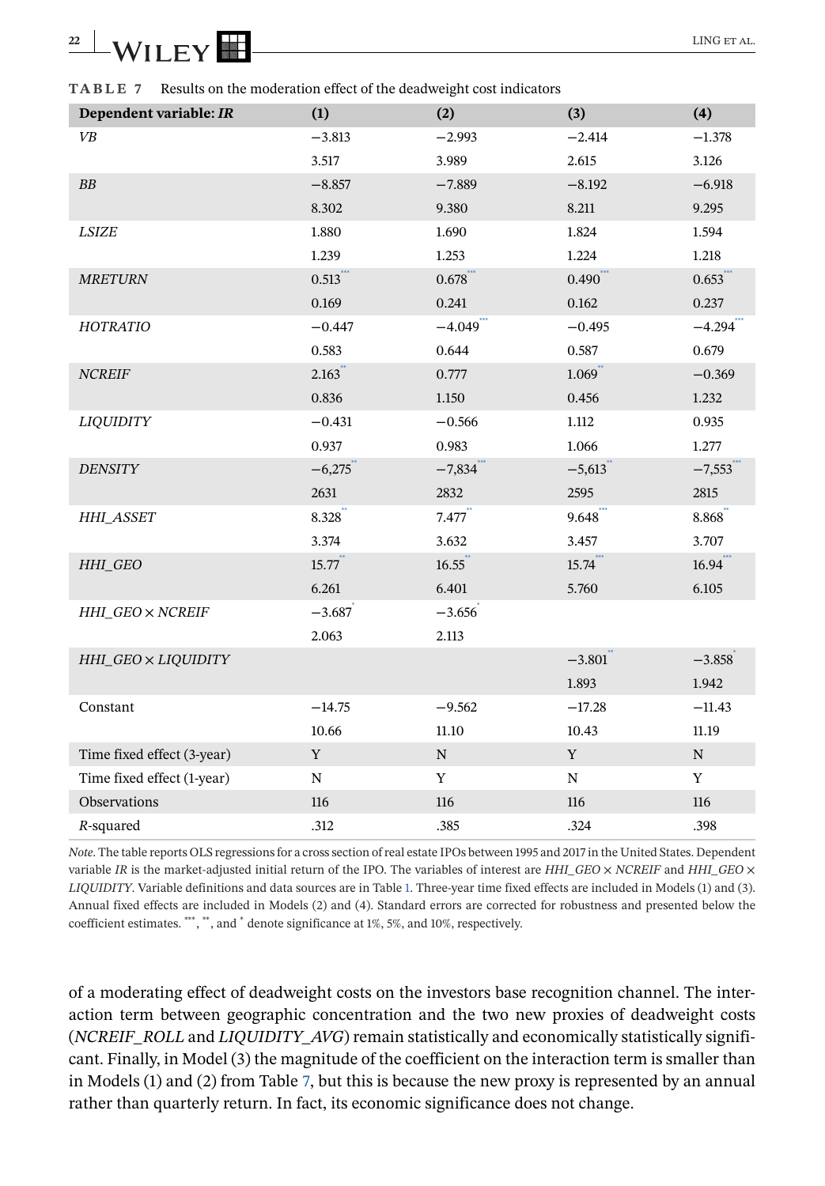**TABLE 7** Results on the moderation effect of the deadweight cost indicators

| Dependent variable: *IR* | (1) | (2) | (3) | (4) |
|---|---|---|---|---|
| *VB* | −3.813 | −2.993 | −2.414 | −1.378 |
| | 3.517 | 3.989 | 2.615 | 3.126 |
| *BB* | −8.857 | −7.889 | −8.192 | −6.918 |
| | 8.302 | 9.380 | 8.211 | 9.295 |
| *LSIZE* | 1.880 | 1.690 | 1.824 | 1.594 |
| | 1.239 | 1.253 | 1.224 | 1.218 |
| *MRETURN* | 0.513*** | 0.678*** | 0.490*** | 0.653*** |
| | 0.169 | 0.241 | 0.162 | 0.237 |
| *HOTRATIO* | −0.447 | −4.049*** | −0.495 | −4.294*** |
| | 0.583 | 0.644 | 0.587 | 0.679 |
| *NCREIF* | 2.163** | 0.777 | 1.069** | −0.369 |
| | 0.836 | 1.150 | 0.456 | 1.232 |
| *LIQUIDITY* | −0.431 | −0.566 | 1.112 | 0.935 |
| | 0.937 | 0.983 | 1.066 | 1.277 |
| *DENSITY* | −6,275** | −7,834*** | −5,613** | −7,553*** |
| | 2631 | 2832 | 2595 | 2815 |
| *HHI_ASSET* | 8.328** | 7.477** | 9.648*** | 8.868** |
| | 3.374 | 3.632 | 3.457 | 3.707 |
| *HHI_GEO* | 15.77** | 16.55** | 15.74*** | 16.94*** |
| | 6.261 | 6.401 | 5.760 | 6.105 |
| *HHI_GEO × NCREIF* | −3.687* | −3.656* | | |
| | 2.063 | 2.113 | | |
| *HHI_GEO × LIQUIDITY* | | | −3.801** | −3.858* |
| | | | 1.893 | 1.942 |
| Constant | −14.75 | −9.562 | −17.28 | −11.43 |
| | 10.66 | 11.10 | 10.43 | 11.19 |
| Time fixed effect (3-year) | Y | N | Y | N |
| Time fixed effect (1-year) | N | Y | N | Y |
| Observations | 116 | 116 | 116 | 116 |
| $R$-squared | .312 | .385 | .324 | .398 |

*Note*. The table reports OLS regressions for a cross section of real estate IPOs between 1995 and 2017 in the United States. Dependent variable *IR* is the market-adjusted initial return of the IPO. The variables of interest are *HHI_GEO × NCREIF* and *HHI_GEO × LIQUIDITY*. Variable definitions and data sources are in Table 1. Three-year time fixed effects are included in Models (1) and (3). Annual fixed effects are included in Models (2) and (4). Standard errors are corrected for robustness and presented below the coefficient estimates. ***, **, and * denote significance at 1%, 5%, and 10%, respectively.

of a moderating effect of deadweight costs on the investors base recognition channel. The interaction term between geographic concentration and the two new proxies of deadweight costs (*NCREIF_ROLL* and *LIQUIDITY_AVG*) remain statistically and economically statistically significant. Finally, in Model (3) the magnitude of the coefficient on the interaction term is smaller than in Models (1) and (2) from Table 7, but this is because the new proxy is represented by an annual rather than quarterly return. In fact, its economic significance does not change.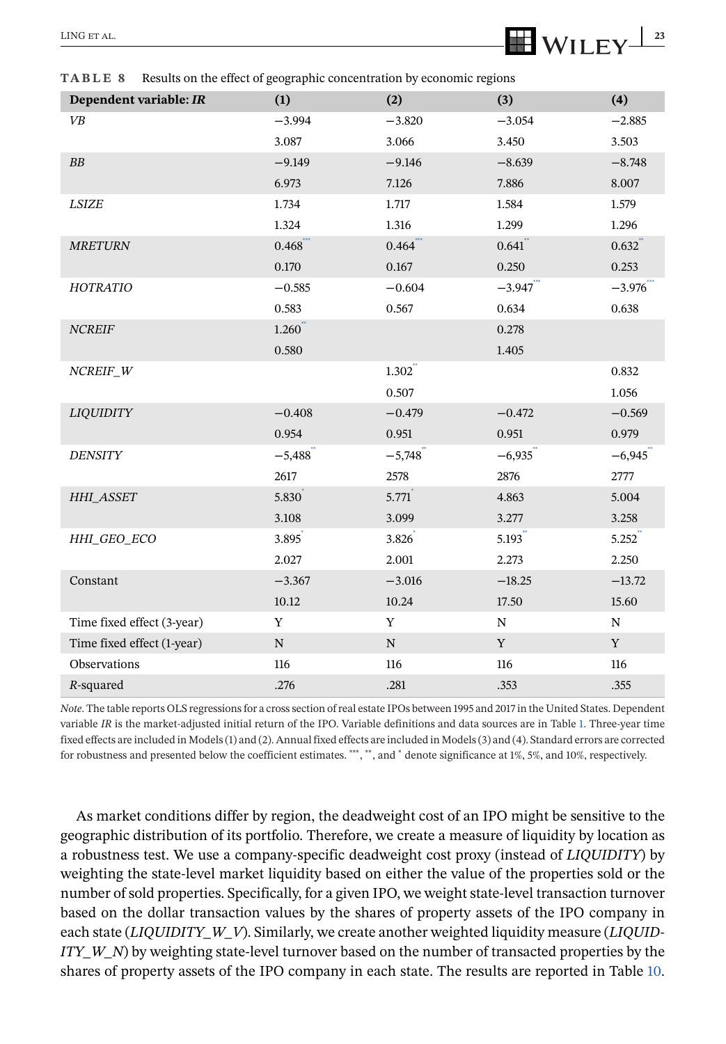**TABLE 8** Results on the effect of geographic concentration by economic regions

| Dependent variable: *IR* | (1) | (2) | (3) | (4) |
|---|---|---|---|---|
| *VB* | −3.994 | −3.820 | −3.054 | −2.885 |
| | 3.087 | 3.066 | 3.450 | 3.503 |
| *BB* | −9.149 | −9.146 | −8.639 | −8.748 |
| | 6.973 | 7.126 | 7.886 | 8.007 |
| *LSIZE* | 1.734 | 1.717 | 1.584 | 1.579 |
| | 1.324 | 1.316 | 1.299 | 1.296 |
| *MRETURN* | 0.468*** | 0.464*** | 0.641** | 0.632** |
| | 0.170 | 0.167 | 0.250 | 0.253 |
| *HOTRATIO* | −0.585 | −0.604 | −3.947*** | −3.976*** |
| | 0.583 | 0.567 | 0.634 | 0.638 |
| *NCREIF* | 1.260** | | 0.278 | |
| | 0.580 | | 1.405 | |
| *NCREIF_W* | | 1.302** | | 0.832 |
| | | 0.507 | | 1.056 |
| *LIQUIDITY* | −0.408 | −0.479 | −0.472 | −0.569 |
| | 0.954 | 0.951 | 0.951 | 0.979 |
| *DENSITY* | −5,488** | −5,748** | −6,935** | −6,945** |
| | 2617 | 2578 | 2876 | 2777 |
| *HHI_ASSET* | 5.830* | 5.771* | 4.863 | 5.004 |
| | 3.108 | 3.099 | 3.277 | 3.258 |
| *HHI_GEO_ECO* | 3.895* | 3.826* | 5.193** | 5.252** |
| | 2.027 | 2.001 | 2.273 | 2.250 |
| Constant | −3.367 | −3.016 | −18.25 | −13.72 |
| | 10.12 | 10.24 | 17.50 | 15.60 |
| Time fixed effect (3-year) | Y | Y | N | N |
| Time fixed effect (1-year) | N | N | Y | Y |
| Observations | 116 | 116 | 116 | 116 |
| *R*-squared | .276 | .281 | .353 | .355 |

*Note*. The table reports OLS regressions for a cross section of real estate IPOs between 1995 and 2017 in the United States. Dependent variable *IR* is the market-adjusted initial return of the IPO. Variable definitions and data sources are in Table 1. Three-year time fixed effects are included in Models (1) and (2). Annual fixed effects are included in Models (3) and (4). Standard errors are corrected for robustness and presented below the coefficient estimates. ***, **, and * denote significance at 1%, 5%, and 10%, respectively.

As market conditions differ by region, the deadweight cost of an IPO might be sensitive to the geographic distribution of its portfolio. Therefore, we create a measure of liquidity by location as a robustness test. We use a company-specific deadweight cost proxy (instead of *LIQUIDITY*) by weighting the state-level market liquidity based on either the value of the properties sold or the number of sold properties. Specifically, for a given IPO, we weight state-level transaction turnover based on the dollar transaction values by the shares of property assets of the IPO company in each state (*LIQUIDITY_W_V*). Similarly, we create another weighted liquidity measure (*LIQUIDITY_W_N*) by weighting state-level turnover based on the number of transacted properties by the shares of property assets of the IPO company in each state. The results are reported in Table 10.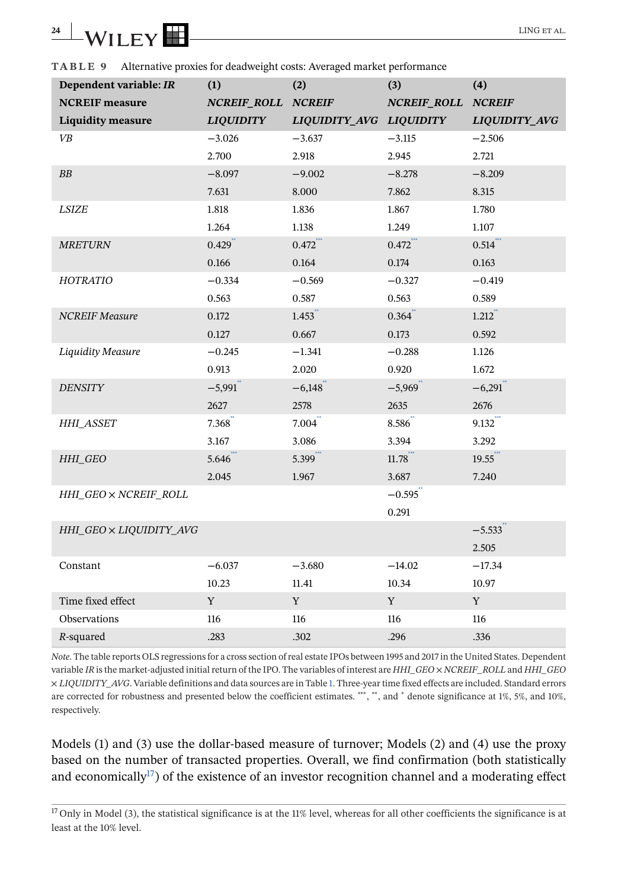**TABLE 9** Alternative proxies for deadweight costs: Averaged market performance

| Dependent variable: *IR* | (1) | (2) | (3) | (4) |
|---|---|---|---|---|
| **NCREIF measure** | ***NCREIF_ROLL*** | ***NCREIF*** | ***NCREIF_ROLL*** | ***NCREIF*** |
| **Liquidity measure** | ***LIQUIDITY*** | ***LIQUIDITY_AVG*** | ***LIQUIDITY*** | ***LIQUIDITY_AVG*** |
| *VB* | −3.026 | −3.637 | −3.115 | −2.506 |
| | 2.700 | 2.918 | 2.945 | 2.721 |
| *BB* | −8.097 | −9.002 | −8.278 | −8.209 |
| | 7.631 | 8.000 | 7.862 | 8.315 |
| *LSIZE* | 1.818 | 1.836 | 1.867 | 1.780 |
| | 1.264 | 1.138 | 1.249 | 1.107 |
| *MRETURN* | 0.429** | 0.472*** | 0.472*** | 0.514*** |
| | 0.166 | 0.164 | 0.174 | 0.163 |
| *HOTRATIO* | −0.334 | −0.569 | −0.327 | −0.419 |
| | 0.563 | 0.587 | 0.563 | 0.589 |
| *NCREIF Measure* | 0.172 | 1.453** | 0.364** | 1.212** |
| | 0.127 | 0.667 | 0.173 | 0.592 |
| *Liquidity Measure* | −0.245 | −1.341 | −0.288 | 1.126 |
| | 0.913 | 2.020 | 0.920 | 1.672 |
| *DENSITY* | −5,991** | −6,148** | −5,969** | −6,291** |
| | 2627 | 2578 | 2635 | 2676 |
| *HHI_ASSET* | 7.368** | 7.004** | 8.586** | 9.132*** |
| | 3.167 | 3.086 | 3.394 | 3.292 |
| *HHI_GEO* | 5.646*** | 5.399*** | 11.78*** | 19.55*** |
| | 2.045 | 1.967 | 3.687 | 7.240 |
| *HHI_GEO × NCREIF_ROLL* | | | −0.595** | |
| | | | 0.291 | |
| *HHI_GEO × LIQUIDITY_AVG* | | | | −5.533** |
| | | | | 2.505 |
| Constant | −6.037 | −3.680 | −14.02 | −17.34 |
| | 10.23 | 11.41 | 10.34 | 10.97 |
| Time fixed effect | Y | Y | Y | Y |
| Observations | 116 | 116 | 116 | 116 |
| *R*-squared | .283 | .302 | .296 | .336 |

*Note*. The table reports OLS regressions for a cross section of real estate IPOs between 1995 and 2017 in the United States. Dependent variable *IR* is the market-adjusted initial return of the IPO. The variables of interest are *HHI_GEO × NCREIF_ROLL* and *HHI_GEO × LIQUIDITY_AVG*. Variable definitions and data sources are in Table 1. Three-year time fixed effects are included. Standard errors are corrected for robustness and presented below the coefficient estimates. ***, **, and * denote significance at 1%, 5%, and 10%, respectively.

Models (1) and (3) use the dollar-based measure of turnover; Models (2) and (4) use the proxy based on the number of transacted properties. Overall, we find confirmation (both statistically and economically[17]) of the existence of an investor recognition channel and a moderating effect

[17] Only in Model (3), the statistical significance is at the 11% level, whereas for all other coefficients the significance is at least at the 10% level.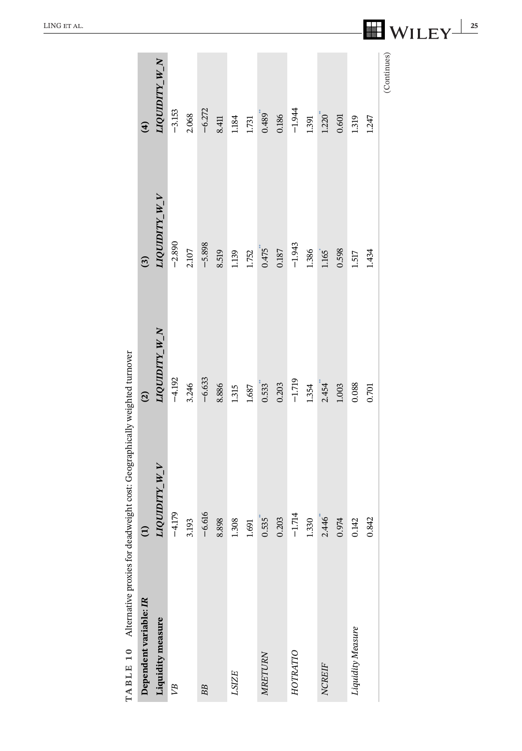**TABLE 10** Alternative proxies for deadweight cost: Geographically weighted turnover

| Dependent variable: *IR* | (1) | (2) | (3) | (4) |
|---|---|---|---|---|
| **Liquidity measure** | *LIQUIDITY_W_V* | *LIQUIDITY_W_N* | *LIQUIDITY_W_V* | *LIQUIDITY_W_N* |
| *VB* | −4.179 | −4.192 | −2.890 | −3.153 |
| | 3.193 | 3.246 | 2.107 | 2.068 |
| *BB* | −6.616 | −6.633 | −5.898 | −6.272 |
| | 8.898 | 8.886 | 8.519 | 8.411 |
| *LSIZE* | 1.308 | 1.315 | 1.139 | 1.184 |
| | 1.691 | 1.687 | 1.752 | 1.731 |
| *MRETURN* | 0.535** | 0.533** | 0.475** | 0.489** |
| | 0.203 | 0.203 | 0.187 | 0.186 |
| *HOTRATIO* | −1.714 | −1.719 | −1.943 | −1.944 |
| | 1.330 | 1.354 | 1.386 | 1.391 |
| *NCREIF* | 2.446** | 2.454** | 1.165* | 1.220** |
| | 0.974 | 1.003 | 0.598 | 0.601 |
| *Liquidity Measure* | 0.142 | 0.088 | 1.517 | 1.319 |
| | 0.842 | 0.701 | 1.434 | 1.247 |

(Continues)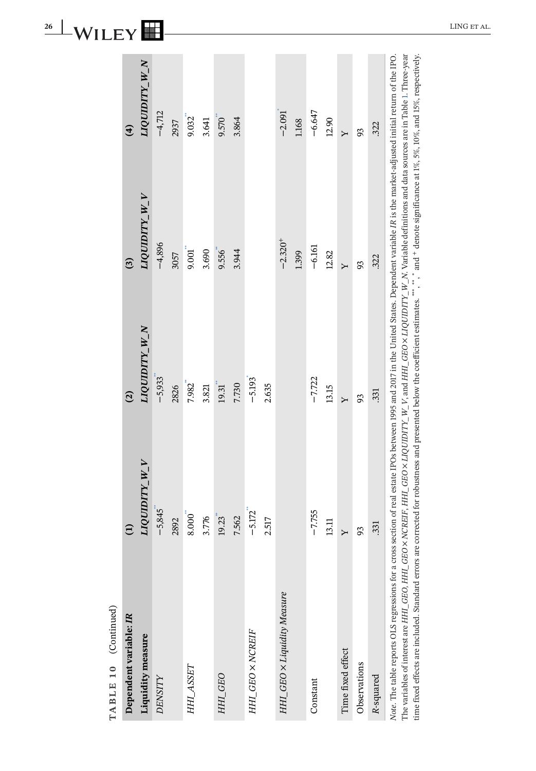**TABLE 10** (Continued)

| Dependent variable: *IR* | (1) | (2) | (3) | (4) |
|---|---|---|---|---|
| **Liquidity measure** | ***LIQUIDITY_W_V*** | ***LIQUIDITY_W_N*** | ***LIQUIDITY_W_V*** | ***LIQUIDITY_W_N*** |
| *DENSITY* | −5,845** | −5,933** | −4,896 | −4,712 |
| | 2892 | 2826 | 3057 | 2937 |
| *HHI_ASSET* | 8.000** | 7.982** | 9.001** | 9.032** |
| | 3.776 | 3.821 | 3.690 | 3.641 |
| *HHI_GEO* | 19.23** | 19.31** | 9.556** | 9.570** |
| | 7.562 | 7.730 | 3.944 | 3.864 |
| *HHI_GEO × NCREIF* | −5.172** | −5.193* | | |
| | 2.517 | 2.635 | | |
| *HHI_GEO × Liquidity Measure* | | | $-2.320^{+}$ | −2.091* |
| | | | 1.399 | 1.168 |
| Constant | −7.755 | −7.722 | −6.161 | −6.647 |
| | 13.11 | 13.15 | 12.82 | 12.90 |
| Time fixed effect | Y | Y | Y | Y |
| Observations | 93 | 93 | 93 | 93 |
| R-squared | .331 | .331 | .322 | .322 |

*Note*. The table reports OLS regressions for a cross section of real estate IPOs between 1995 and 2017 in the United States. Dependent variable *IR* is the market-adjusted initial return of the IPO. The variables of interest are *HHI_GEO*, *HHI_GEO × NCREIF*, *HHI_GEO × LIQUIDITY_W_V*, and *HHI_GEO × LIQUIDITY_W_N*. Variable definitions and data sources are in Table 1. Three-year time fixed effects are included. Standard errors are corrected for robustness and presented below the coefficient estimates. ***, **, * and + denote significance at 1%, 5%, 10%, and 15%, respectively.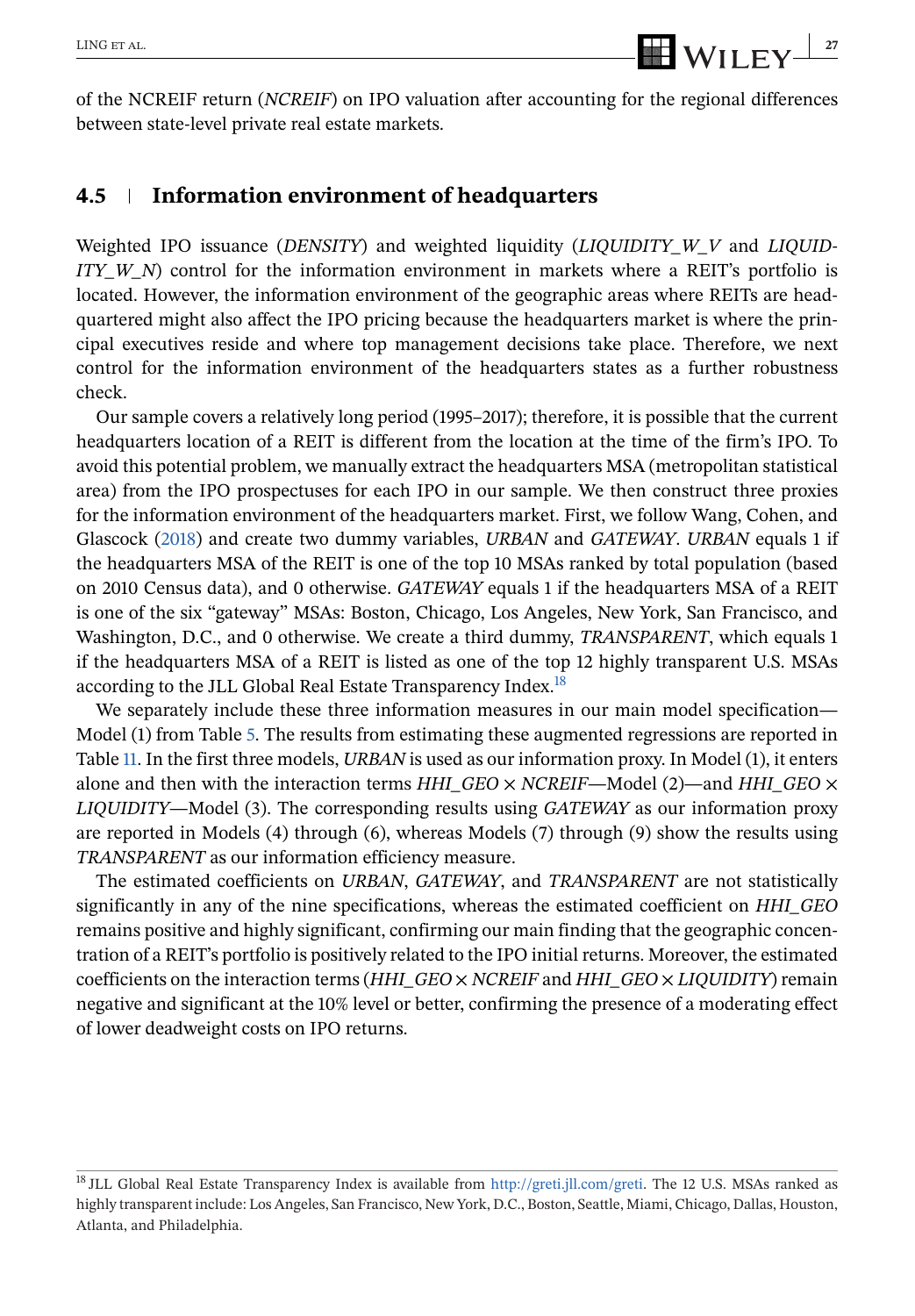of the NCREIF return (*NCREIF*) on IPO valuation after accounting for the regional differences between state-level private real estate markets.

## 4.5 | Information environment of headquarters

Weighted IPO issuance (*DENSITY*) and weighted liquidity (*LIQUIDITY_W_V* and *LIQUIDITY_W_N*) control for the information environment in markets where a REIT's portfolio is located. However, the information environment of the geographic areas where REITs are headquartered might also affect the IPO pricing because the headquarters market is where the principal executives reside and where top management decisions take place. Therefore, we next control for the information environment of the headquarters states as a further robustness check.

Our sample covers a relatively long period (1995–2017); therefore, it is possible that the current headquarters location of a REIT is different from the location at the time of the firm's IPO. To avoid this potential problem, we manually extract the headquarters MSA (metropolitan statistical area) from the IPO prospectuses for each IPO in our sample. We then construct three proxies for the information environment of the headquarters market. First, we follow Wang, Cohen, and Glascock (2018) and create two dummy variables, *URBAN* and *GATEWAY*. *URBAN* equals 1 if the headquarters MSA of the REIT is one of the top 10 MSAs ranked by total population (based on 2010 Census data), and 0 otherwise. *GATEWAY* equals 1 if the headquarters MSA of a REIT is one of the six "gateway" MSAs: Boston, Chicago, Los Angeles, New York, San Francisco, and Washington, D.C., and 0 otherwise. We create a third dummy, *TRANSPARENT*, which equals 1 if the headquarters MSA of a REIT is listed as one of the top 12 highly transparent U.S. MSAs according to the JLL Global Real Estate Transparency Index.[18]

We separately include these three information measures in our main model specification—Model (1) from Table 5. The results from estimating these augmented regressions are reported in Table 11. In the first three models, *URBAN* is used as our information proxy. In Model (1), it enters alone and then with the interaction terms *HHI_GEO* × *NCREIF*—Model (2)—and *HHI_GEO* × *LIQUIDITY*—Model (3). The corresponding results using *GATEWAY* as our information proxy are reported in Models (4) through (6), whereas Models (7) through (9) show the results using *TRANSPARENT* as our information efficiency measure.

The estimated coefficients on *URBAN*, *GATEWAY*, and *TRANSPARENT* are not statistically significantly in any of the nine specifications, whereas the estimated coefficient on *HHI_GEO* remains positive and highly significant, confirming our main finding that the geographic concentration of a REIT's portfolio is positively related to the IPO initial returns. Moreover, the estimated coefficients on the interaction terms (*HHI_GEO* × *NCREIF* and *HHI_GEO* × *LIQUIDITY*) remain negative and significant at the 10% level or better, confirming the presence of a moderating effect of lower deadweight costs on IPO returns.

[18] JLL Global Real Estate Transparency Index is available from http://greti.jll.com/greti. The 12 U.S. MSAs ranked as highly transparent include: Los Angeles, San Francisco, New York, D.C., Boston, Seattle, Miami, Chicago, Dallas, Houston, Atlanta, and Philadelphia.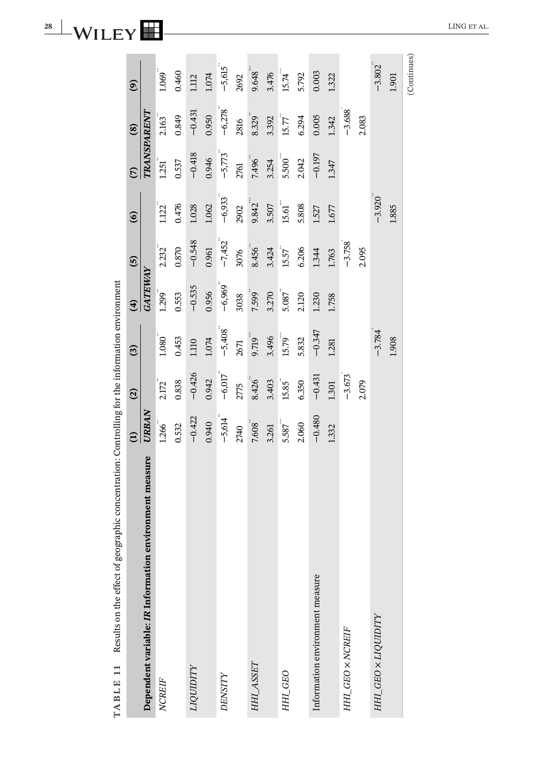**TABLE 11** Results on the effect of geographic concentration: Controlling for the information environment

| Dependent variable: *IR* Information environment measure | (1) *URBAN* | (2) | (3) | (4) *GATEWAY* | (5) | (6) | (7) *TRANSPARENT* | (8) | (9) |
|---|---|---|---|---|---|---|---|---|---|
| *NCREIF* | 1.266** | 2.172* | 1.080** | 1.299** | 2.232** | 1.122** | 1.251** | 2.163** | 1.069** |
| | 0.532 | 0.838 | 0.453 | 0.553 | 0.870 | 0.476 | 0.537 | 0.849 | 0.460 |
| *LIQUIDITY* | −0.422 | −0.426 | 1.110 | −0.535 | −0.548 | 1.028 | −0.418 | −0.431 | 1.112 |
| | 0.940 | 0.942 | 1.074 | 0.956 | 0.961 | 1.062 | 0.946 | 0.950 | 1.074 |
| *DENSITY* | −5,614** | −6,017** | −5,408** | −6,969** | −7,452** | −6,933** | −5,773** | −6,278** | −5,615** |
| | 2740 | 2775 | 2671 | 3038 | 3076 | 2902 | 2761 | 2816 | 2692 |
| *HHI_ASSET* | 7.608** | 8.426** | 9.719*** | 7.599** | 8.456** | 9.842*** | 7.496** | 8.329** | 9.648*** |
| | 3.261 | 3.403 | 3.496 | 3.270 | 3.424 | 3.507 | 3.254 | 3.392 | 3.476 |
| *HHI_GEO* | 5.587*** | 15.85** | 15.79*** | 5.087** | 15.57** | 15.61*** | 5.500*** | 15.77** | 15.74*** |
| | 2.060 | 6.350 | 5.832 | 2.120 | 6.206 | 5.808 | 2.042 | 6.294 | 5.792 |
| Information environment measure | −0.480 | −0.431 | −0.347 | 1.230 | 1.344 | 1.527 | −0.197 | 0.005 | 0.003 |
| | 1.332 | 1.301 | 1.281 | 1.758 | 1.763 | 1.677 | 1.347 | 1.342 | 1.322 |
| *HHI_GEO × NCREIF* | | −3.673* | | | −3.758* | | | −3.688* | |
| | | 2.079 | | | 2.095 | | | 2.083 | |
| *HHI_GEO × LIQUIDITY* | | | −3.784** | | | −3.920** | | | −3.802** |
| | | | 1.908 | | | 1.885 | | | 1.901 |

(Continues)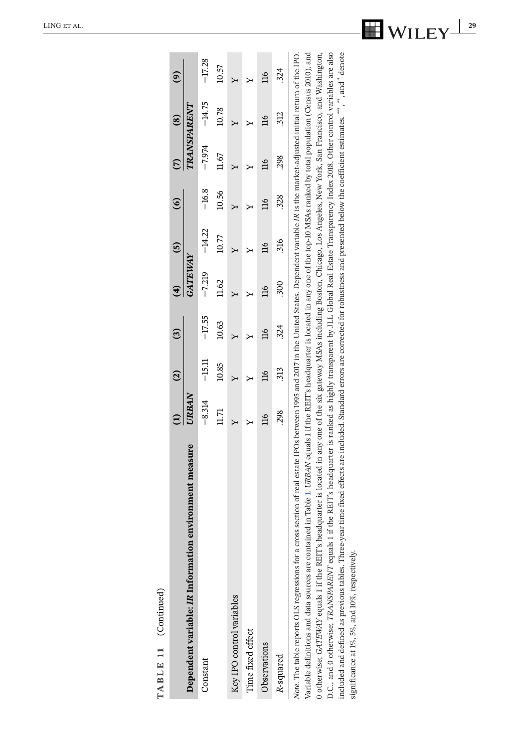**TABLE 11** (Continued)

| Dependent variable: *IR* Information environment measure | (1) | (2) | (3) | (4) | (5) | (6) | (7) | (8) | (9) |
|---|---|---|---|---|---|---|---|---|---|
| | *URBAN* | | | *GATEWAY* | | | *TRANSPARENT* | | |
| Constant | −8.314 | −15.11 | −17.55 | −7.219 | −14.22 | −16.8 | −7.974 | −14.75 | −17.28 |
| | 11.71 | 10.85 | 10.63 | 11.62 | 10.77 | 10.56 | 11.67 | 10.78 | 10.57 |
| Key IPO control variables | Y | Y | Y | Y | Y | Y | Y | Y | Y |
| Time fixed effect | Y | Y | Y | Y | Y | Y | Y | Y | Y |
| Observations | 116 | 116 | 116 | 116 | 116 | 116 | 116 | 116 | 116 |
| *R*-squared | .298 | .313 | .324 | .300 | .316 | .328 | .298 | .312 | .324 |

*Note*. The table reports OLS regressions for a cross section of real estate IPOs between 1995 and 2017 in the United States. Dependent variable *IR* is the market-adjusted initial return of the IPO. Variable definitions and data sources are contained in Table 1. *URBAN* equals 1 if the REIT's headquarter is located in any one of the top-10 MSAs ranked by total population (Census 2010), and 0 otherwise; *GATEWAY* equals 1 if the REIT's headquarter is located in any one of the six gateway MSAs including Boston, Chicago, Los Angeles, New York, San Francisco, and Washington, D.C., and 0 otherwise; *TRANSPARENT* equals 1 if the REIT's headquarter is ranked as highly transparent by JLL Global Real Estate Transparency Index 2018. Other control variables are also included and defined as previous tables. Three-year time fixed effects are included. Standard errors are corrected for robustness and presented below the coefficient estimates. ***, **, and * denote significance at 1%, 5%, and 10%, respectively.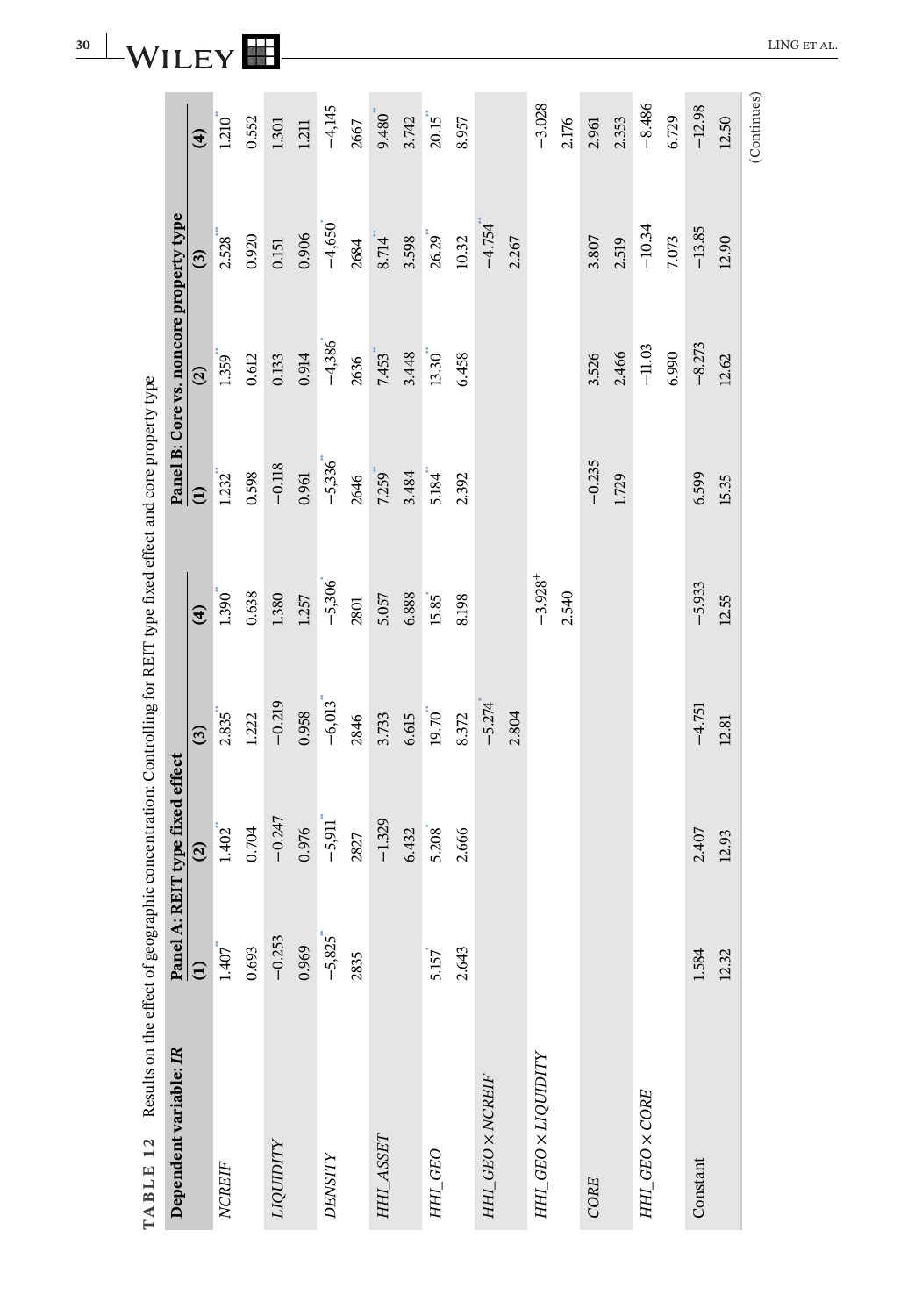TABLE 12 Results on the effect of geographic concentration: Controlling for REIT type fixed effect and core property type

| Dependent variable: *IR* | Panel A: REIT type fixed effect | | | | Panel B: Core vs. noncore property type | | | |
|---|---|---|---|---|---|---|---|---|
| | (1) | (2) | (3) | (4) | (1) | (2) | (3) | (4) |
| *NCREIF* | 1.407** | 1.402** | 2.835** | 1.390** | 1.232** | 1.359** | 2.528*** | 1.210** |
| | 0.693 | 0.704 | 1.222 | 0.638 | 0.598 | 0.612 | 0.920 | 0.552 |
| *LIQUIDITY* | −0.253 | −0.247 | −0.219 | 1.380 | −0.118 | 0.133 | 0.151 | 1.301 |
| | 0.969 | 0.976 | 0.958 | 1.257 | 0.961 | 0.914 | 0.906 | 1.211 |
| *DENSITY* | −5,825** | −5,911** | −6,013** | −5,306* | −5,336** | −4,386* | −4,650* | −4,145 |
| | 2835 | 2827 | 2846 | 2801 | 2646 | 2636 | 2684 | 2667 |
| *HHI_ASSET* | | −1.329 | 3.733 | 5.057 | 7.259** | 7.453** | 8.714** | 9.480** |
| | | 6.432 | 6.615 | 6.888 | 3.484 | 3.448 | 3.598 | 3.742 |
| *HHI_GEO* | 5.157* | 5.208* | 19.70** | 15.85* | 5.184** | 13.30** | 26.29** | 20.15** |
| | 2.643 | 2.666 | 8.372 | 8.198 | 2.392 | 6.458 | 10.32 | 8.957 |
| *HHI_GEO* × *NCREIF* | | | −5.274* | | | | −4.754** | |
| | | | 2.804 | | | | 2.267 | |
| *HHI_GEO* × *LIQUIDITY* | | | | −3.928+ | | | | −3.028 |
| | | | | 2.540 | | | | 2.176 |
| *CORE* | | | | | −0.235 | 3.526 | 3.807 | 2.961 |
| | | | | | 1.729 | 2.466 | 2.519 | 2.353 |
| *HHI_GEO* × *CORE* | | | | | | −11.03 | −10.34 | −8.486 |
| | | | | | | 6.990 | 7.073 | 6.729 |
| Constant | 1.584 | 2.407 | −4.751 | −5.933 | 6.599 | −8.273 | −13.85 | −12.98 |
| | 12.32 | 12.93 | 12.81 | 12.55 | 15.35 | 12.62 | 12.90 | 12.50 |

(Continues)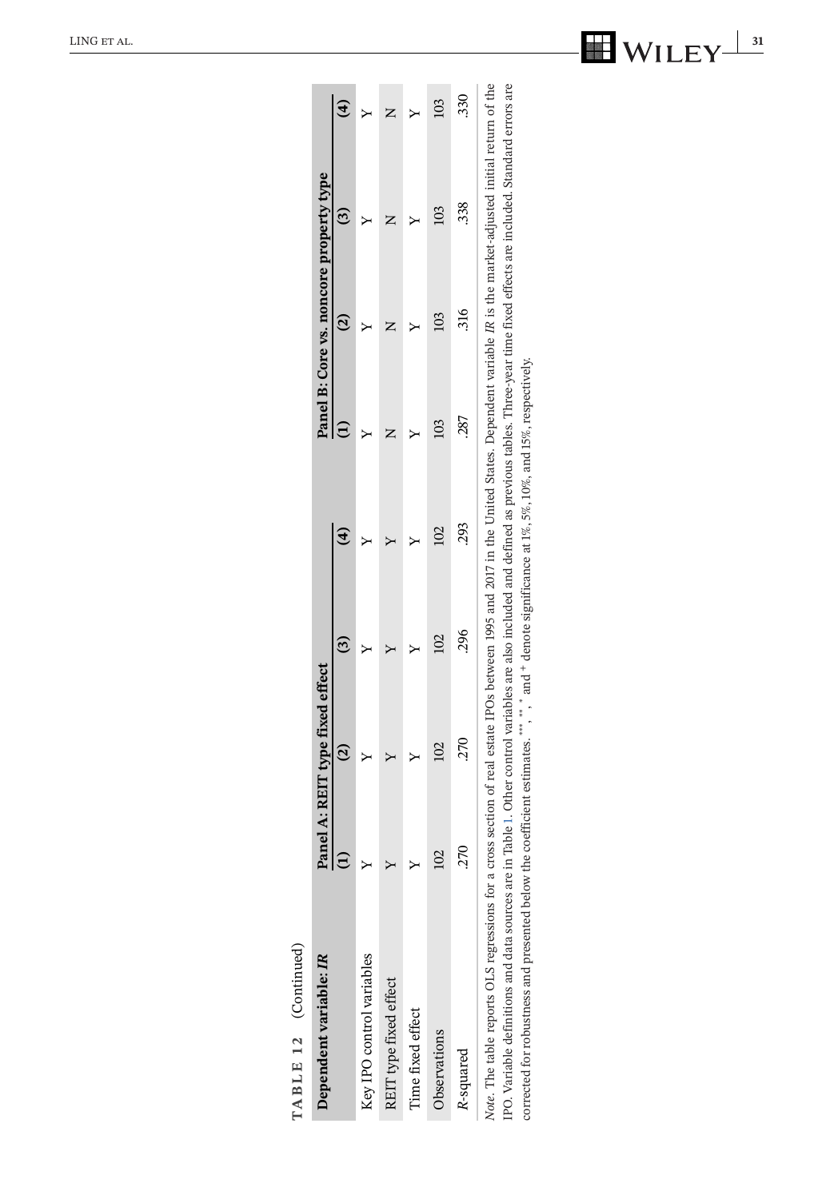**TABLE 12** (Continued)

| Dependent variable: *IR* | Panel A: REIT type fixed effect | | | | Panel B: Core vs. noncore property type | | | |
|---|---|---|---|---|---|---|---|---|
| | (1) | (2) | (3) | (4) | (1) | (2) | (3) | (4) |
| Key IPO control variables | Y | Y | Y | Y | Y | Y | Y | Y |
| REIT type fixed effect | Y | Y | Y | Y | N | N | N | N |
| Time fixed effect | Y | Y | Y | Y | Y | Y | Y | Y |
| Observations | 102 | 102 | 102 | 102 | 103 | 103 | 103 | 103 |
| *R*-squared | .270 | .270 | .296 | .293 | .287 | .316 | .338 | .330 |

*Note*. The table reports OLS regressions for a cross section of real estate IPOs between 1995 and 2017 in the United States. Dependent variable *IR* is the market-adjusted initial return of the IPO. Variable definitions and data sources are in Table 1. Other control variables are also included and defined as previous tables. Three-year time fixed effects are included. Standard errors are corrected for robustness and presented below the coefficient estimates. $^{***}$, $^{**}$, $^{*}$, and $^{+}$ denote significance at 1%, 5%, 10%, and 15%, respectively.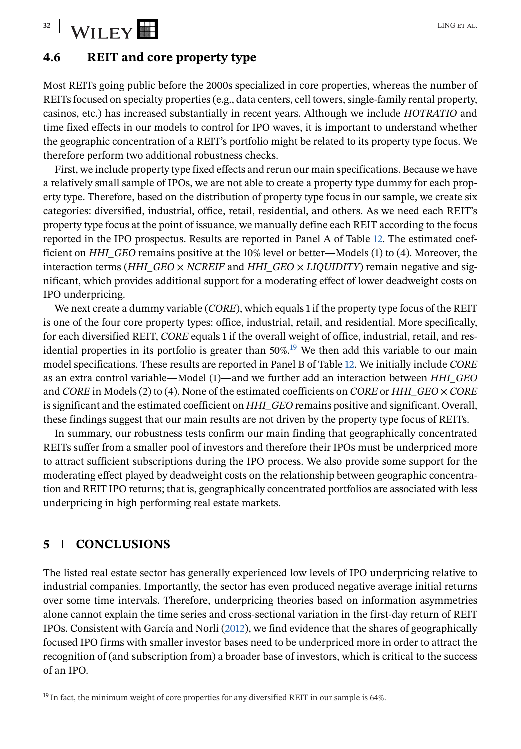## 4.6 | REIT and core property type

Most REITs going public before the 2000s specialized in core properties, whereas the number of REITs focused on specialty properties (e.g., data centers, cell towers, single-family rental property, casinos, etc.) has increased substantially in recent years. Although we include *HOTRATIO* and time fixed effects in our models to control for IPO waves, it is important to understand whether the geographic concentration of a REIT's portfolio might be related to its property type focus. We therefore perform two additional robustness checks.

First, we include property type fixed effects and rerun our main specifications. Because we have a relatively small sample of IPOs, we are not able to create a property type dummy for each property type. Therefore, based on the distribution of property type focus in our sample, we create six categories: diversified, industrial, office, retail, residential, and others. As we need each REIT's property type focus at the point of issuance, we manually define each REIT according to the focus reported in the IPO prospectus. Results are reported in Panel A of Table 12. The estimated coefficient on *HHI_GEO* remains positive at the 10% level or better—Models (1) to (4). Moreover, the interaction terms (*HHI_GEO* × *NCREIF* and *HHI_GEO* × *LIQUIDITY*) remain negative and significant, which provides additional support for a moderating effect of lower deadweight costs on IPO underpricing.

We next create a dummy variable (*CORE*), which equals 1 if the property type focus of the REIT is one of the four core property types: office, industrial, retail, and residential. More specifically, for each diversified REIT, *CORE* equals 1 if the overall weight of office, industrial, retail, and residential properties in its portfolio is greater than 50%.[19] We then add this variable to our main model specifications. These results are reported in Panel B of Table 12. We initially include *CORE* as an extra control variable—Model (1)—and we further add an interaction between *HHI_GEO* and *CORE* in Models (2) to (4). None of the estimated coefficients on *CORE* or *HHI_GEO* × *CORE* is significant and the estimated coefficient on *HHI_GEO* remains positive and significant. Overall, these findings suggest that our main results are not driven by the property type focus of REITs.

In summary, our robustness tests confirm our main finding that geographically concentrated REITs suffer from a smaller pool of investors and therefore their IPOs must be underpriced more to attract sufficient subscriptions during the IPO process. We also provide some support for the moderating effect played by deadweight costs on the relationship between geographic concentration and REIT IPO returns; that is, geographically concentrated portfolios are associated with less underpricing in high performing real estate markets.

## 5 | CONCLUSIONS

The listed real estate sector has generally experienced low levels of IPO underpricing relative to industrial companies. Importantly, the sector has even produced negative average initial returns over some time intervals. Therefore, underpricing theories based on information asymmetries alone cannot explain the time series and cross-sectional variation in the first-day return of REIT IPOs. Consistent with García and Norli (2012), we find evidence that the shares of geographically focused IPO firms with smaller investor bases need to be underpriced more in order to attract the recognition of (and subscription from) a broader base of investors, which is critical to the success of an IPO.

[19] In fact, the minimum weight of core properties for any diversified REIT in our sample is 64%.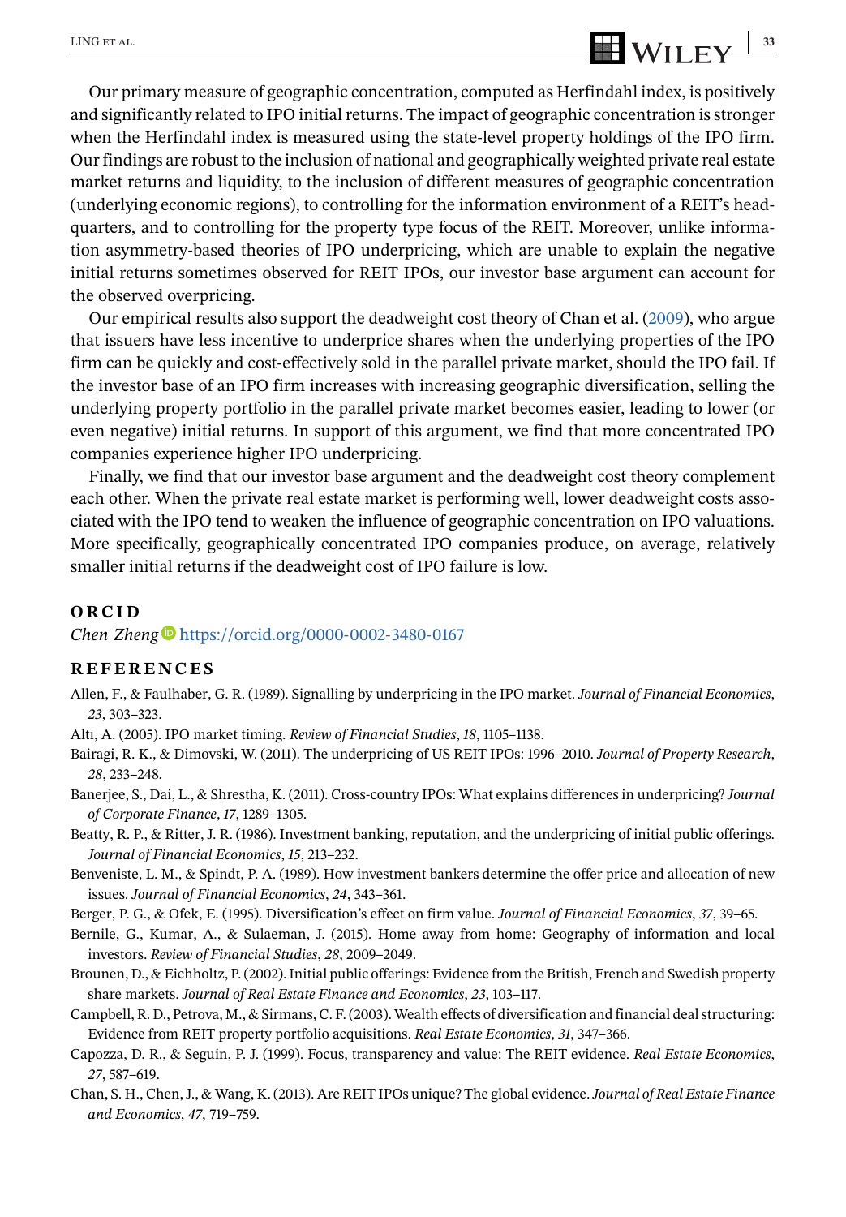Our primary measure of geographic concentration, computed as Herfindahl index, is positively and significantly related to IPO initial returns. The impact of geographic concentration is stronger when the Herfindahl index is measured using the state-level property holdings of the IPO firm. Our findings are robust to the inclusion of national and geographically weighted private real estate market returns and liquidity, to the inclusion of different measures of geographic concentration (underlying economic regions), to controlling for the information environment of a REIT's headquarters, and to controlling for the property type focus of the REIT. Moreover, unlike information asymmetry-based theories of IPO underpricing, which are unable to explain the negative initial returns sometimes observed for REIT IPOs, our investor base argument can account for the observed overpricing.

Our empirical results also support the deadweight cost theory of Chan et al. (2009), who argue that issuers have less incentive to underprice shares when the underlying properties of the IPO firm can be quickly and cost-effectively sold in the parallel private market, should the IPO fail. If the investor base of an IPO firm increases with increasing geographic diversification, selling the underlying property portfolio in the parallel private market becomes easier, leading to lower (or even negative) initial returns. In support of this argument, we find that more concentrated IPO companies experience higher IPO underpricing.

Finally, we find that our investor base argument and the deadweight cost theory complement each other. When the private real estate market is performing well, lower deadweight costs associated with the IPO tend to weaken the influence of geographic concentration on IPO valuations. More specifically, geographically concentrated IPO companies produce, on average, relatively smaller initial returns if the deadweight cost of IPO failure is low.

## ORCID

*Chen Zheng* https://orcid.org/0000-0002-3480-0167

## REFERENCES

Allen, F., & Faulhaber, G. R. (1989). Signalling by underpricing in the IPO market. *Journal of Financial Economics*, *23*, 303–323.

Altı, A. (2005). IPO market timing. *Review of Financial Studies*, *18*, 1105–1138.

Bairagi, R. K., & Dimovski, W. (2011). The underpricing of US REIT IPOs: 1996–2010. *Journal of Property Research*, *28*, 233–248.

Banerjee, S., Dai, L., & Shrestha, K. (2011). Cross-country IPOs: What explains differences in underpricing? *Journal of Corporate Finance*, *17*, 1289–1305.

Beatty, R. P., & Ritter, J. R. (1986). Investment banking, reputation, and the underpricing of initial public offerings. *Journal of Financial Economics*, *15*, 213–232.

Benveniste, L. M., & Spindt, P. A. (1989). How investment bankers determine the offer price and allocation of new issues. *Journal of Financial Economics*, *24*, 343–361.

Berger, P. G., & Ofek, E. (1995). Diversification's effect on firm value. *Journal of Financial Economics*, *37*, 39–65.

Bernile, G., Kumar, A., & Sulaeman, J. (2015). Home away from home: Geography of information and local investors. *Review of Financial Studies*, *28*, 2009–2049.

Brounen, D., & Eichholtz, P. (2002). Initial public offerings: Evidence from the British, French and Swedish property share markets. *Journal of Real Estate Finance and Economics*, *23*, 103–117.

Campbell, R. D., Petrova, M., & Sirmans, C. F. (2003). Wealth effects of diversification and financial deal structuring: Evidence from REIT property portfolio acquisitions. *Real Estate Economics*, *31*, 347–366.

Capozza, D. R., & Seguin, P. J. (1999). Focus, transparency and value: The REIT evidence. *Real Estate Economics*, *27*, 587–619.

Chan, S. H., Chen, J., & Wang, K. (2013). Are REIT IPOs unique? The global evidence. *Journal of Real Estate Finance and Economics*, *47*, 719–759.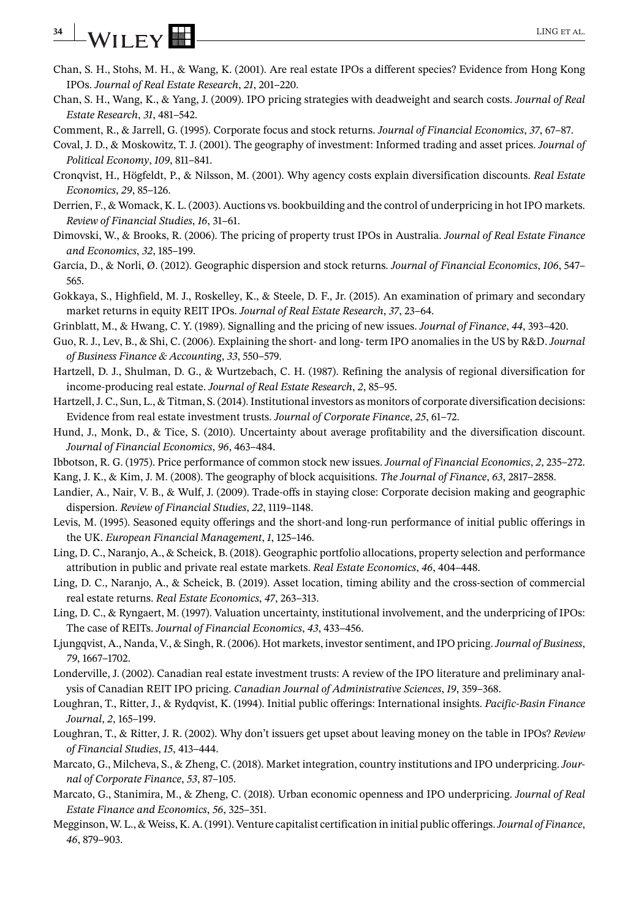Chan, S. H., Stohs, M. H., & Wang, K. (2001). Are real estate IPOs a different species? Evidence from Hong Kong IPOs. *Journal of Real Estate Research*, *21*, 201–220.

Chan, S. H., Wang, K., & Yang, J. (2009). IPO pricing strategies with deadweight and search costs. *Journal of Real Estate Research*, *31*, 481–542.

Comment, R., & Jarrell, G. (1995). Corporate focus and stock returns. *Journal of Financial Economics*, *37*, 67–87.

Coval, J. D., & Moskowitz, T. J. (2001). The geography of investment: Informed trading and asset prices. *Journal of Political Economy*, *109*, 811–841.

Cronqvist, H., Högfeldt, P., & Nilsson, M. (2001). Why agency costs explain diversification discounts. *Real Estate Economics*, *29*, 85–126.

Derrien, F., & Womack, K. L. (2003). Auctions vs. bookbuilding and the control of underpricing in hot IPO markets. *Review of Financial Studies*, *16*, 31–61.

Dimovski, W., & Brooks, R. (2006). The pricing of property trust IPOs in Australia. *Journal of Real Estate Finance and Economics*, *32*, 185–199.

García, D., & Norli, Ø. (2012). Geographic dispersion and stock returns. *Journal of Financial Economics*, *106*, 547–565.

Gokkaya, S., Highfield, M. J., Roskelley, K., & Steele, D. F., Jr. (2015). An examination of primary and secondary market returns in equity REIT IPOs. *Journal of Real Estate Research*, *37*, 23–64.

Grinblatt, M., & Hwang, C. Y. (1989). Signalling and the pricing of new issues. *Journal of Finance*, *44*, 393–420.

Guo, R. J., Lev, B., & Shi, C. (2006). Explaining the short- and long- term IPO anomalies in the US by R&D. *Journal of Business Finance & Accounting*, *33*, 550–579.

Hartzell, D. J., Shulman, D. G., & Wurtzebach, C. H. (1987). Refining the analysis of regional diversification for income-producing real estate. *Journal of Real Estate Research*, *2*, 85–95.

Hartzell, J. C., Sun, L., & Titman, S. (2014). Institutional investors as monitors of corporate diversification decisions: Evidence from real estate investment trusts. *Journal of Corporate Finance*, *25*, 61–72.

Hund, J., Monk, D., & Tice, S. (2010). Uncertainty about average profitability and the diversification discount. *Journal of Financial Economics*, *96*, 463–484.

Ibbotson, R. G. (1975). Price performance of common stock new issues. *Journal of Financial Economics*, *2*, 235–272.

Kang, J. K., & Kim, J. M. (2008). The geography of block acquisitions. *The Journal of Finance*, *63*, 2817–2858.

Landier, A., Nair, V. B., & Wulf, J. (2009). Trade-offs in staying close: Corporate decision making and geographic dispersion. *Review of Financial Studies*, *22*, 1119–1148.

Levis, M. (1995). Seasoned equity offerings and the short-and long-run performance of initial public offerings in the UK. *European Financial Management*, *1*, 125–146.

Ling, D. C., Naranjo, A., & Scheick, B. (2018). Geographic portfolio allocations, property selection and performance attribution in public and private real estate markets. *Real Estate Economics*, *46*, 404–448.

Ling, D. C., Naranjo, A., & Scheick, B. (2019). Asset location, timing ability and the cross-section of commercial real estate returns. *Real Estate Economics*, *47*, 263–313.

Ling, D. C., & Ryngaert, M. (1997). Valuation uncertainty, institutional involvement, and the underpricing of IPOs: The case of REITs. *Journal of Financial Economics*, *43*, 433–456.

Ljungqvist, A., Nanda, V., & Singh, R. (2006). Hot markets, investor sentiment, and IPO pricing. *Journal of Business*, *79*, 1667–1702.

Londerville, J. (2002). Canadian real estate investment trusts: A review of the IPO literature and preliminary analysis of Canadian REIT IPO pricing. *Canadian Journal of Administrative Sciences*, *19*, 359–368.

Loughran, T., Ritter, J., & Rydqvist, K. (1994). Initial public offerings: International insights. *Pacific-Basin Finance Journal*, *2*, 165–199.

Loughran, T., & Ritter, J. R. (2002). Why don't issuers get upset about leaving money on the table in IPOs? *Review of Financial Studies*, *15*, 413–444.

Marcato, G., Milcheva, S., & Zheng, C. (2018). Market integration, country institutions and IPO underpricing. *Journal of Corporate Finance*, *53*, 87–105.

Marcato, G., Stanimira, M., & Zheng, C. (2018). Urban economic openness and IPO underpricing. *Journal of Real Estate Finance and Economics*, *56*, 325–351.

Megginson, W. L., & Weiss, K. A. (1991). Venture capitalist certification in initial public offerings. *Journal of Finance*, *46*, 879–903.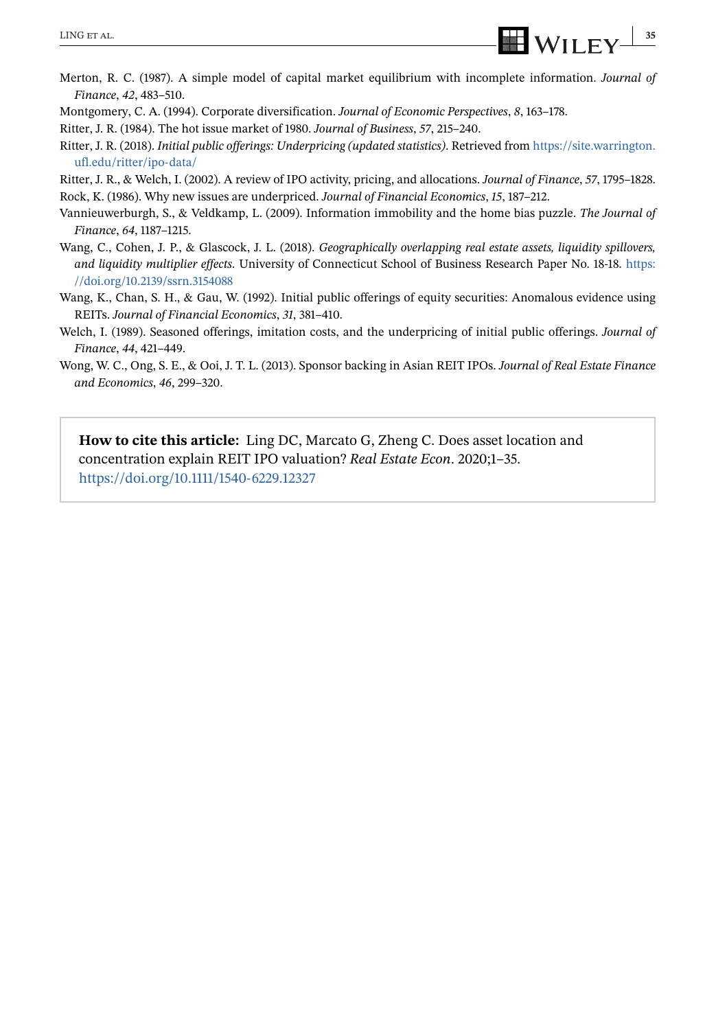Merton, R. C. (1987). A simple model of capital market equilibrium with incomplete information. *Journal of Finance*, *42*, 483–510.

Montgomery, C. A. (1994). Corporate diversification. *Journal of Economic Perspectives*, *8*, 163–178.

Ritter, J. R. (1984). The hot issue market of 1980. *Journal of Business*, *57*, 215–240.

Ritter, J. R. (2018). *Initial public offerings: Underpricing (updated statistics)*. Retrieved from https://site.warrington.ufl.edu/ritter/ipo-data/

Ritter, J. R., & Welch, I. (2002). A review of IPO activity, pricing, and allocations. *Journal of Finance*, *57*, 1795–1828.

Rock, K. (1986). Why new issues are underpriced. *Journal of Financial Economics*, *15*, 187–212.

Vannieuwerburgh, S., & Veldkamp, L. (2009). Information immobility and the home bias puzzle. *The Journal of Finance*, *64*, 1187–1215.

Wang, C., Cohen, J. P., & Glascock, J. L. (2018). *Geographically overlapping real estate assets, liquidity spillovers, and liquidity multiplier effects*. University of Connecticut School of Business Research Paper No. 18-18. https://doi.org/10.2139/ssrn.3154088

Wang, K., Chan, S. H., & Gau, W. (1992). Initial public offerings of equity securities: Anomalous evidence using REITs. *Journal of Financial Economics*, *31*, 381–410.

Welch, I. (1989). Seasoned offerings, imitation costs, and the underpricing of initial public offerings. *Journal of Finance*, *44*, 421–449.

Wong, W. C., Ong, S. E., & Ooi, J. T. L. (2013). Sponsor backing in Asian REIT IPOs. *Journal of Real Estate Finance and Economics*, *46*, 299–320.

**How to cite this article:** Ling DC, Marcato G, Zheng C. Does asset location and concentration explain REIT IPO valuation? *Real Estate Econ*. 2020;1–35. https://doi.org/10.1111/1540-6229.12327